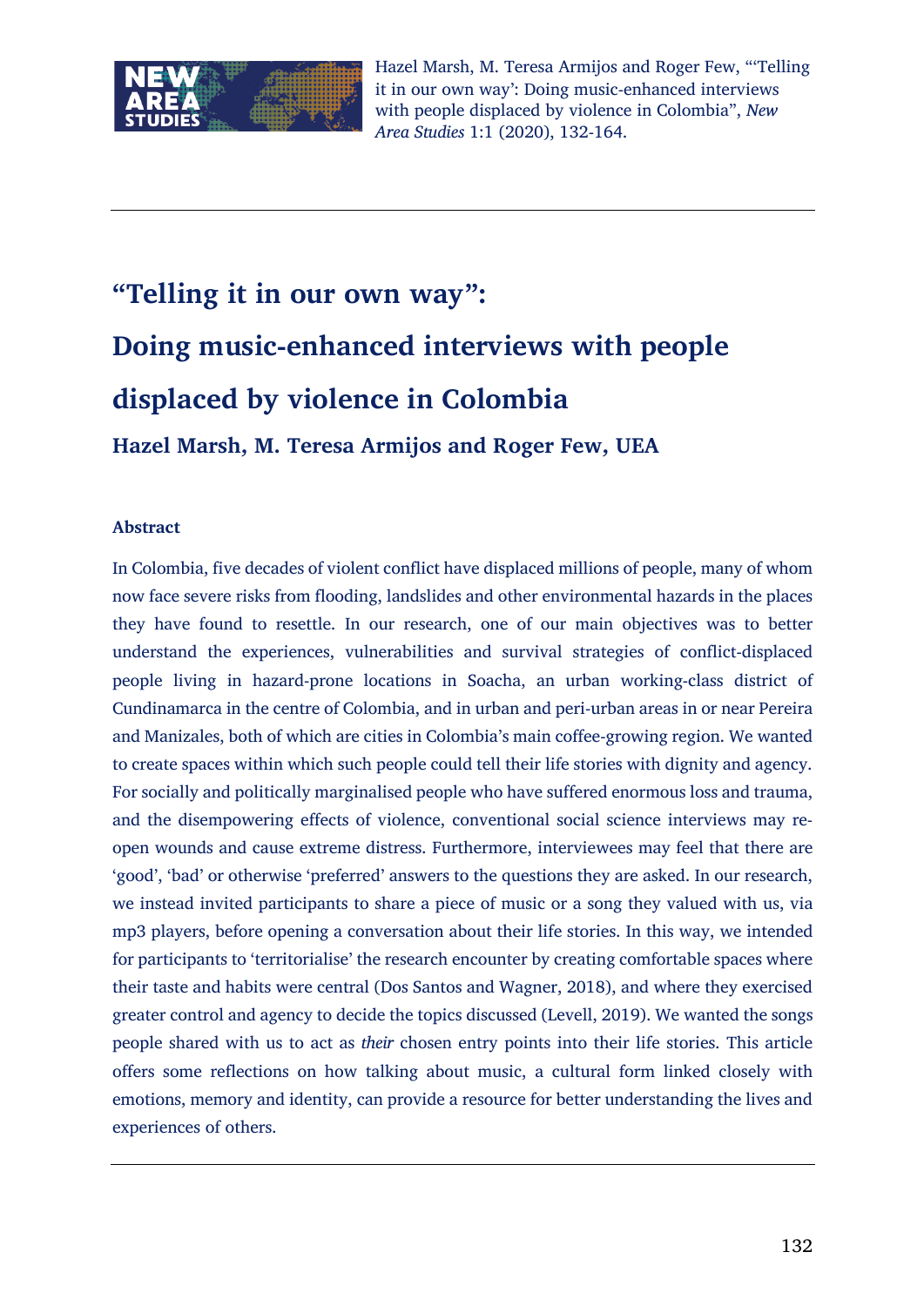Hazel Marsh, M. Teresa Armijos and Roger Few, "'Telling it in our own way': Doing music-enhanced interviews with people displaced by violence in Colombia", *New Area Studies* 1:1 (2020), 132-164.

# "Telling it in our own way": Doing music-enhanced interviews with people displaced by violence in Colombia

## Hazel Marsh, M. Teresa Armijos and Roger Few, UEA

### Abstract

In Colombia, five decades of violent conflict have displaced millions of people, many of whom now face severe risks from flooding, landslides and other environmental hazards in the places they have found to resettle. In our research, one of our main objectives was to better understand the experiences, vulnerabilities and survival strategies of conflict-displaced people living in hazard-prone locations in Soacha, an urban working-class district of Cundinamarca in the centre of Colombia, and in urban and peri-urban areas in or near Pereira and Manizales, both of which are cities in Colombia's main coffee-growing region. We wanted to create spaces within which such people could tell their life stories with dignity and agency. For socially and politically marginalised people who have suffered enormous loss and trauma, and the disempowering effects of violence, conventional social science interviews may re-open wounds and cause extreme distress. Furthermore, interviewees may feel that there are 'good', 'bad' or otherwise 'preferred' answers to the questions they are asked. In our research, we instead invited participants to share a piece of music or a song they valued with us, via mp3 players, before opening a conversation about their life stories. In this way, we intended for participants to 'territorialise' the research encounter by creating comfortable spaces where their taste and habits were central (Dos Santos and Wagner, 2018), and where they exercised greater control and agency to decide the topics discussed (Levell, 2019). We wanted the songs people shared with us to act as *their* chosen entry points into their life stories. This article offers some reflections on how talking about music, a cultural form linked closely with emotions, memory and identity, can provide a resource for better understanding the lives and experiences of others.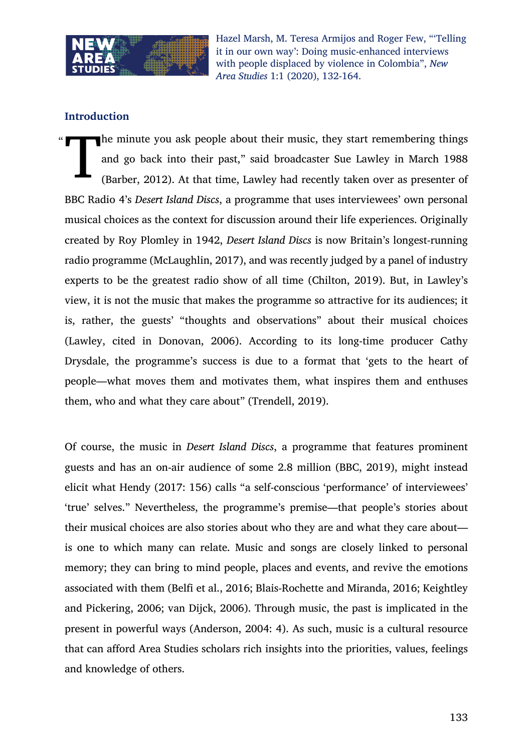## Introduction

"The minute you ask people about their music, they start remembering things and go back into their past," said broadcaster Sue Lawley in March 1988 (Barber, 2012). At that time, Lawley had recently taken over as presenter of BBC Radio 4's *Desert Island Discs*, a programme that uses interviewees' own personal musical choices as the context for discussion around their life experiences. Originally created by Roy Plomley in 1942, *Desert Island Discs* is now Britain's longest-running radio programme (McLaughlin, 2017), and was recently judged by a panel of industry experts to be the greatest radio show of all time (Chilton, 2019). But, in Lawley's view, it is not the music that makes the programme so attractive for its audiences; it is, rather, the guests' "thoughts and observations" about their musical choices (Lawley, cited in Donovan, 2006). According to its long-time producer Cathy Drysdale, the programme's success is due to a format that 'gets to the heart of people—what moves them and motivates them, what inspires them and enthuses them, who and what they care about" (Trendell, 2019).

Of course, the music in *Desert Island Discs*, a programme that features prominent guests and has an on-air audience of some 2.8 million (BBC, 2019), might instead elicit what Hendy (2017: 156) calls "a self-conscious 'performance' of interviewees' 'true' selves." Nevertheless, the programme's premise—that people's stories about their musical choices are also stories about who they are and what they care about—is one to which many can relate. Music and songs are closely linked to personal memory; they can bring to mind people, places and events, and revive the emotions associated with them (Belfi et al., 2016; Blais-Rochette and Miranda, 2016; Keightley and Pickering, 2006; van Dijck, 2006). Through music, the past is implicated in the present in powerful ways (Anderson, 2004: 4). As such, music is a cultural resource that can afford Area Studies scholars rich insights into the priorities, values, feelings and knowledge of others.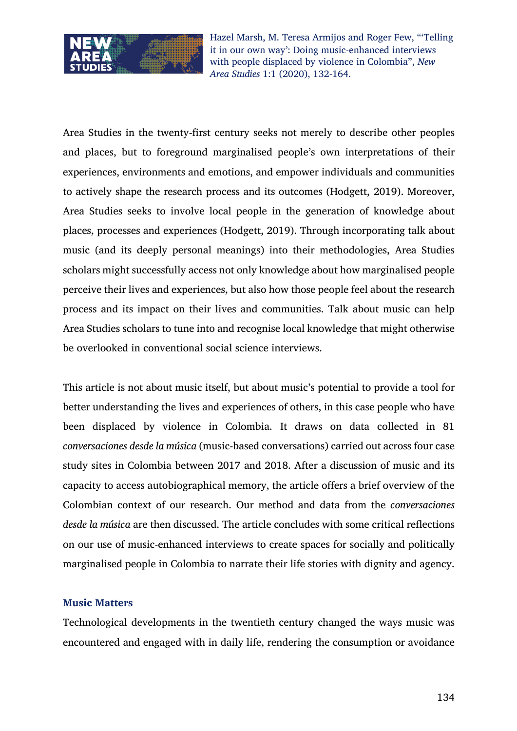Area Studies in the twenty-first century seeks not merely to describe other peoples and places, but to foreground marginalised people's own interpretations of their experiences, environments and emotions, and empower individuals and communities to actively shape the research process and its outcomes (Hodgett, 2019). Moreover, Area Studies seeks to involve local people in the generation of knowledge about places, processes and experiences (Hodgett, 2019). Through incorporating talk about music (and its deeply personal meanings) into their methodologies, Area Studies scholars might successfully access not only knowledge about how marginalised people perceive their lives and experiences, but also how those people feel about the research process and its impact on their lives and communities. Talk about music can help Area Studies scholars to tune into and recognise local knowledge that might otherwise be overlooked in conventional social science interviews.

This article is not about music itself, but about music's potential to provide a tool for better understanding the lives and experiences of others, in this case people who have been displaced by violence in Colombia. It draws on data collected in 81 *conversaciones desde la música* (music-based conversations) carried out across four case study sites in Colombia between 2017 and 2018. After a discussion of music and its capacity to access autobiographical memory, the article offers a brief overview of the Colombian context of our research. Our method and data from the *conversaciones desde la música* are then discussed. The article concludes with some critical reflections on our use of music-enhanced interviews to create spaces for socially and politically marginalised people in Colombia to narrate their life stories with dignity and agency.

## Music Matters

Technological developments in the twentieth century changed the ways music was encountered and engaged with in daily life, rendering the consumption or avoidance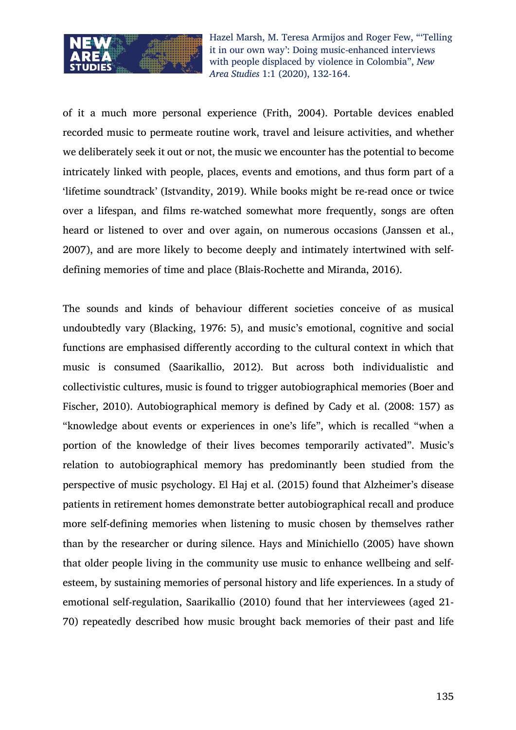of it a much more personal experience (Frith, 2004). Portable devices enabled recorded music to permeate routine work, travel and leisure activities, and whether we deliberately seek it out or not, the music we encounter has the potential to become intricately linked with people, places, events and emotions, and thus form part of a 'lifetime soundtrack' (Istvandity, 2019). While books might be re-read once or twice over a lifespan, and films re-watched somewhat more frequently, songs are often heard or listened to over and over again, on numerous occasions (Janssen et al., 2007), and are more likely to become deeply and intimately intertwined with self-defining memories of time and place (Blais-Rochette and Miranda, 2016).

The sounds and kinds of behaviour different societies conceive of as musical undoubtedly vary (Blacking, 1976: 5), and music's emotional, cognitive and social functions are emphasised differently according to the cultural context in which that music is consumed (Saarikallio, 2012). But across both individualistic and collectivistic cultures, music is found to trigger autobiographical memories (Boer and Fischer, 2010). Autobiographical memory is defined by Cady et al. (2008: 157) as "knowledge about events or experiences in one's life", which is recalled "when a portion of the knowledge of their lives becomes temporarily activated". Music's relation to autobiographical memory has predominantly been studied from the perspective of music psychology. El Haj et al. (2015) found that Alzheimer's disease patients in retirement homes demonstrate better autobiographical recall and produce more self-defining memories when listening to music chosen by themselves rather than by the researcher or during silence. Hays and Minichiello (2005) have shown that older people living in the community use music to enhance wellbeing and self-esteem, by sustaining memories of personal history and life experiences. In a study of emotional self-regulation, Saarikallio (2010) found that her interviewees (aged 21-70) repeatedly described how music brought back memories of their past and life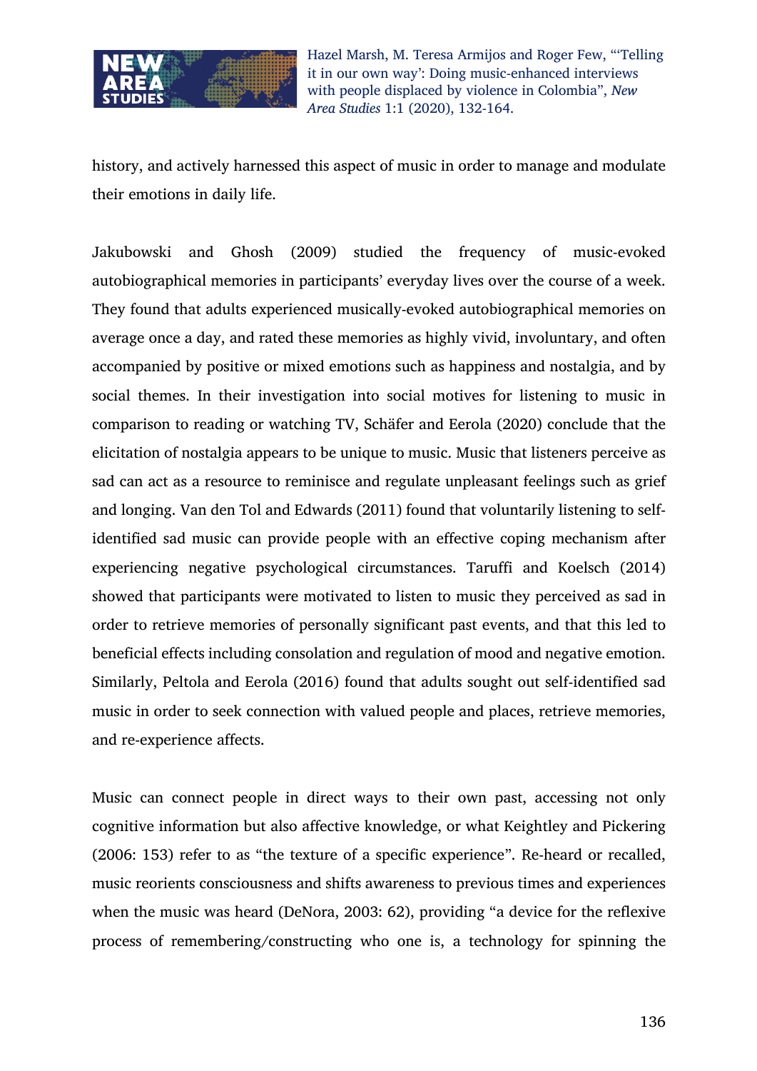history, and actively harnessed this aspect of music in order to manage and modulate their emotions in daily life.

Jakubowski and Ghosh (2009) studied the frequency of music-evoked autobiographical memories in participants' everyday lives over the course of a week. They found that adults experienced musically-evoked autobiographical memories on average once a day, and rated these memories as highly vivid, involuntary, and often accompanied by positive or mixed emotions such as happiness and nostalgia, and by social themes. In their investigation into social motives for listening to music in comparison to reading or watching TV, Schäfer and Eerola (2020) conclude that the elicitation of nostalgia appears to be unique to music. Music that listeners perceive as sad can act as a resource to reminisce and regulate unpleasant feelings such as grief and longing. Van den Tol and Edwards (2011) found that voluntarily listening to self-identified sad music can provide people with an effective coping mechanism after experiencing negative psychological circumstances. Taruffi and Koelsch (2014) showed that participants were motivated to listen to music they perceived as sad in order to retrieve memories of personally significant past events, and that this led to beneficial effects including consolation and regulation of mood and negative emotion. Similarly, Peltola and Eerola (2016) found that adults sought out self-identified sad music in order to seek connection with valued people and places, retrieve memories, and re-experience affects.

Music can connect people in direct ways to their own past, accessing not only cognitive information but also affective knowledge, or what Keightley and Pickering (2006: 153) refer to as "the texture of a specific experience". Re-heard or recalled, music reorients consciousness and shifts awareness to previous times and experiences when the music was heard (DeNora, 2003: 62), providing "a device for the reflexive process of remembering/constructing who one is, a technology for spinning the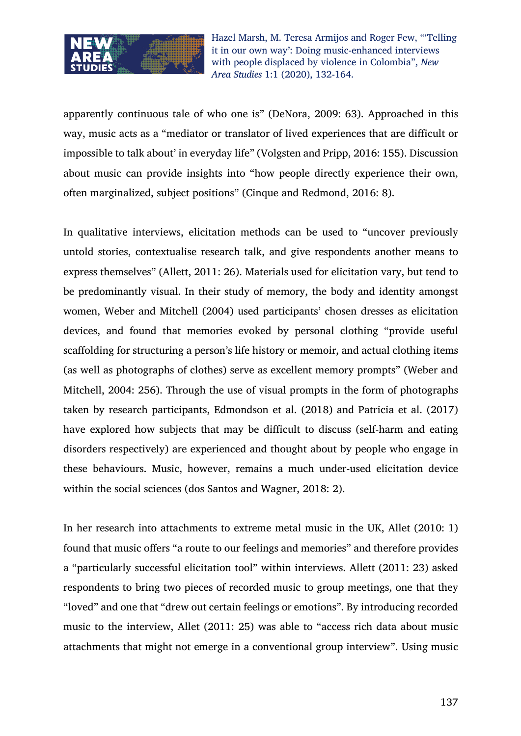apparently continuous tale of who one is" (DeNora, 2009: 63). Approached in this way, music acts as a "mediator or translator of lived experiences that are difficult or impossible to talk about' in everyday life" (Volgsten and Pripp, 2016: 155). Discussion about music can provide insights into "how people directly experience their own, often marginalized, subject positions" (Cinque and Redmond, 2016: 8).

In qualitative interviews, elicitation methods can be used to "uncover previously untold stories, contextualise research talk, and give respondents another means to express themselves" (Allett, 2011: 26). Materials used for elicitation vary, but tend to be predominantly visual. In their study of memory, the body and identity amongst women, Weber and Mitchell (2004) used participants' chosen dresses as elicitation devices, and found that memories evoked by personal clothing "provide useful scaffolding for structuring a person's life history or memoir, and actual clothing items (as well as photographs of clothes) serve as excellent memory prompts" (Weber and Mitchell, 2004: 256). Through the use of visual prompts in the form of photographs taken by research participants, Edmondson et al. (2018) and Patricia et al. (2017) have explored how subjects that may be difficult to discuss (self-harm and eating disorders respectively) are experienced and thought about by people who engage in these behaviours. Music, however, remains a much under-used elicitation device within the social sciences (dos Santos and Wagner, 2018: 2).

In her research into attachments to extreme metal music in the UK, Allet (2010: 1) found that music offers "a route to our feelings and memories" and therefore provides a "particularly successful elicitation tool" within interviews. Allett (2011: 23) asked respondents to bring two pieces of recorded music to group meetings, one that they "loved" and one that "drew out certain feelings or emotions". By introducing recorded music to the interview, Allet (2011: 25) was able to "access rich data about music attachments that might not emerge in a conventional group interview". Using music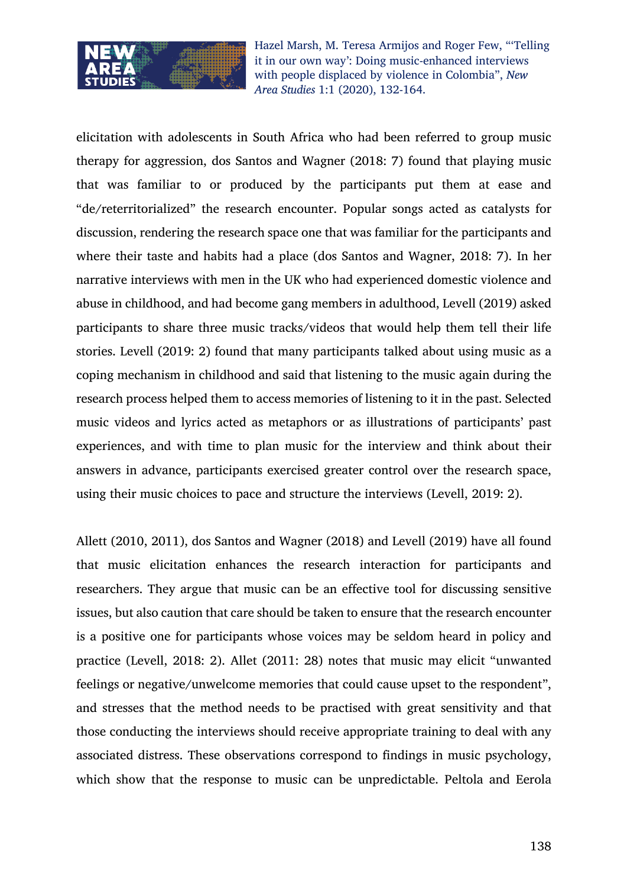elicitation with adolescents in South Africa who had been referred to group music therapy for aggression, dos Santos and Wagner (2018: 7) found that playing music that was familiar to or produced by the participants put them at ease and "de/reterritorialized" the research encounter. Popular songs acted as catalysts for discussion, rendering the research space one that was familiar for the participants and where their taste and habits had a place (dos Santos and Wagner, 2018: 7). In her narrative interviews with men in the UK who had experienced domestic violence and abuse in childhood, and had become gang members in adulthood, Levell (2019) asked participants to share three music tracks/videos that would help them tell their life stories. Levell (2019: 2) found that many participants talked about using music as a coping mechanism in childhood and said that listening to the music again during the research process helped them to access memories of listening to it in the past. Selected music videos and lyrics acted as metaphors or as illustrations of participants' past experiences, and with time to plan music for the interview and think about their answers in advance, participants exercised greater control over the research space, using their music choices to pace and structure the interviews (Levell, 2019: 2).

Allett (2010, 2011), dos Santos and Wagner (2018) and Levell (2019) have all found that music elicitation enhances the research interaction for participants and researchers. They argue that music can be an effective tool for discussing sensitive issues, but also caution that care should be taken to ensure that the research encounter is a positive one for participants whose voices may be seldom heard in policy and practice (Levell, 2018: 2). Allet (2011: 28) notes that music may elicit "unwanted feelings or negative/unwelcome memories that could cause upset to the respondent", and stresses that the method needs to be practised with great sensitivity and that those conducting the interviews should receive appropriate training to deal with any associated distress. These observations correspond to findings in music psychology, which show that the response to music can be unpredictable. Peltola and Eerola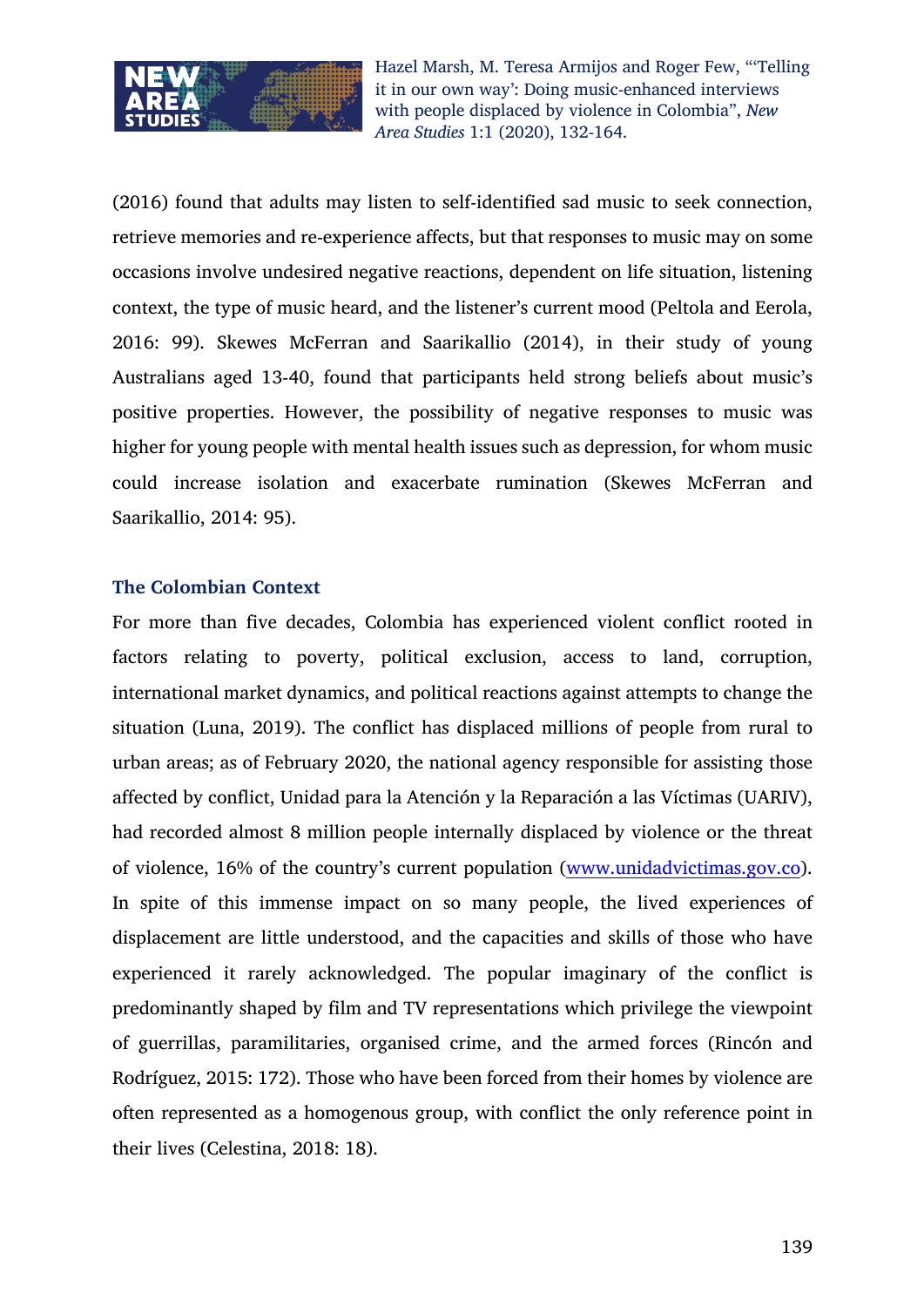(2016) found that adults may listen to self-identified sad music to seek connection, retrieve memories and re-experience affects, but that responses to music may on some occasions involve undesired negative reactions, dependent on life situation, listening context, the type of music heard, and the listener's current mood (Peltola and Eerola, 2016: 99). Skewes McFerran and Saarikallio (2014), in their study of young Australians aged 13-40, found that participants held strong beliefs about music's positive properties. However, the possibility of negative responses to music was higher for young people with mental health issues such as depression, for whom music could increase isolation and exacerbate rumination (Skewes McFerran and Saarikallio, 2014: 95).

## The Colombian Context

For more than five decades, Colombia has experienced violent conflict rooted in factors relating to poverty, political exclusion, access to land, corruption, international market dynamics, and political reactions against attempts to change the situation (Luna, 2019). The conflict has displaced millions of people from rural to urban areas; as of February 2020, the national agency responsible for assisting those affected by conflict, Unidad para la Atención y la Reparación a las Víctimas (UARIV), had recorded almost 8 million people internally displaced by violence or the threat of violence, 16% of the country's current population (www.unidadvictimas.gov.co). In spite of this immense impact on so many people, the lived experiences of displacement are little understood, and the capacities and skills of those who have experienced it rarely acknowledged. The popular imaginary of the conflict is predominantly shaped by film and TV representations which privilege the viewpoint of guerrillas, paramilitaries, organised crime, and the armed forces (Rincón and Rodríguez, 2015: 172). Those who have been forced from their homes by violence are often represented as a homogenous group, with conflict the only reference point in their lives (Celestina, 2018: 18).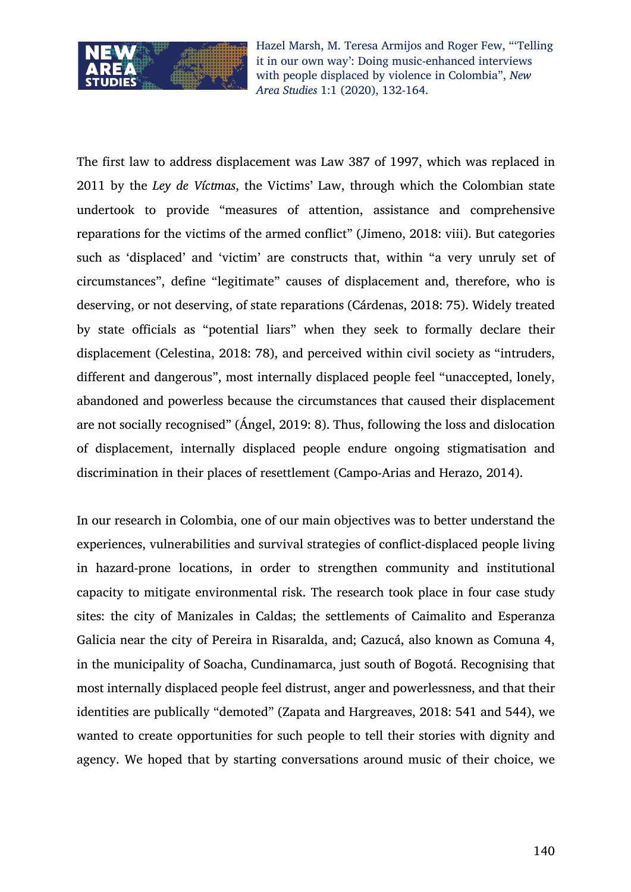The first law to address displacement was Law 387 of 1997, which was replaced in 2011 by the *Ley de Víctmas*, the Victims' Law, through which the Colombian state undertook to provide "measures of attention, assistance and comprehensive reparations for the victims of the armed conflict" (Jimeno, 2018: viii). But categories such as 'displaced' and 'victim' are constructs that, within "a very unruly set of circumstances", define "legitimate" causes of displacement and, therefore, who is deserving, or not deserving, of state reparations (Cárdenas, 2018: 75). Widely treated by state officials as "potential liars" when they seek to formally declare their displacement (Celestina, 2018: 78), and perceived within civil society as "intruders, different and dangerous", most internally displaced people feel "unaccepted, lonely, abandoned and powerless because the circumstances that caused their displacement are not socially recognised" (Ángel, 2019: 8). Thus, following the loss and dislocation of displacement, internally displaced people endure ongoing stigmatisation and discrimination in their places of resettlement (Campo-Arias and Herazo, 2014).

In our research in Colombia, one of our main objectives was to better understand the experiences, vulnerabilities and survival strategies of conflict-displaced people living in hazard-prone locations, in order to strengthen community and institutional capacity to mitigate environmental risk. The research took place in four case study sites: the city of Manizales in Caldas; the settlements of Caimalito and Esperanza Galicia near the city of Pereira in Risaralda, and; Cazucá, also known as Comuna 4, in the municipality of Soacha, Cundinamarca, just south of Bogotá. Recognising that most internally displaced people feel distrust, anger and powerlessness, and that their identities are publically "demoted" (Zapata and Hargreaves, 2018: 541 and 544), we wanted to create opportunities for such people to tell their stories with dignity and agency. We hoped that by starting conversations around music of their choice, we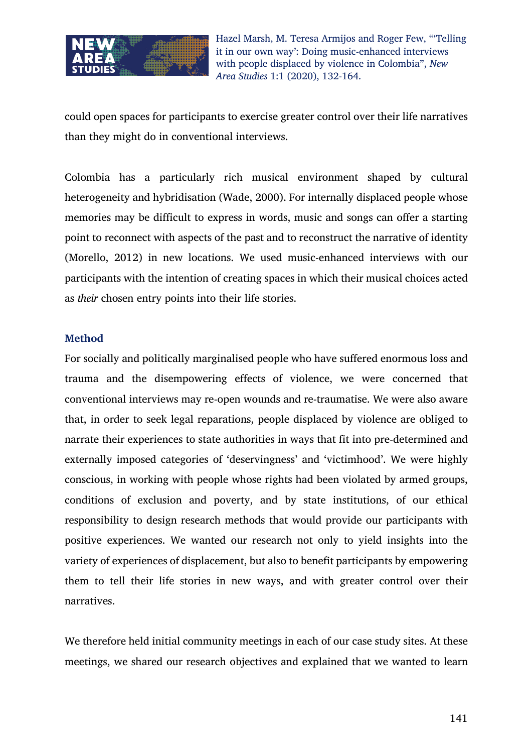could open spaces for participants to exercise greater control over their life narratives than they might do in conventional interviews.

Colombia has a particularly rich musical environment shaped by cultural heterogeneity and hybridisation (Wade, 2000). For internally displaced people whose memories may be difficult to express in words, music and songs can offer a starting point to reconnect with aspects of the past and to reconstruct the narrative of identity (Morello, 2012) in new locations. We used music-enhanced interviews with our participants with the intention of creating spaces in which their musical choices acted as *their* chosen entry points into their life stories.

## Method

For socially and politically marginalised people who have suffered enormous loss and trauma and the disempowering effects of violence, we were concerned that conventional interviews may re-open wounds and re-traumatise. We were also aware that, in order to seek legal reparations, people displaced by violence are obliged to narrate their experiences to state authorities in ways that fit into pre-determined and externally imposed categories of 'deservingness' and 'victimhood'. We were highly conscious, in working with people whose rights had been violated by armed groups, conditions of exclusion and poverty, and by state institutions, of our ethical responsibility to design research methods that would provide our participants with positive experiences. We wanted our research not only to yield insights into the variety of experiences of displacement, but also to benefit participants by empowering them to tell their life stories in new ways, and with greater control over their narratives.

We therefore held initial community meetings in each of our case study sites. At these meetings, we shared our research objectives and explained that we wanted to learn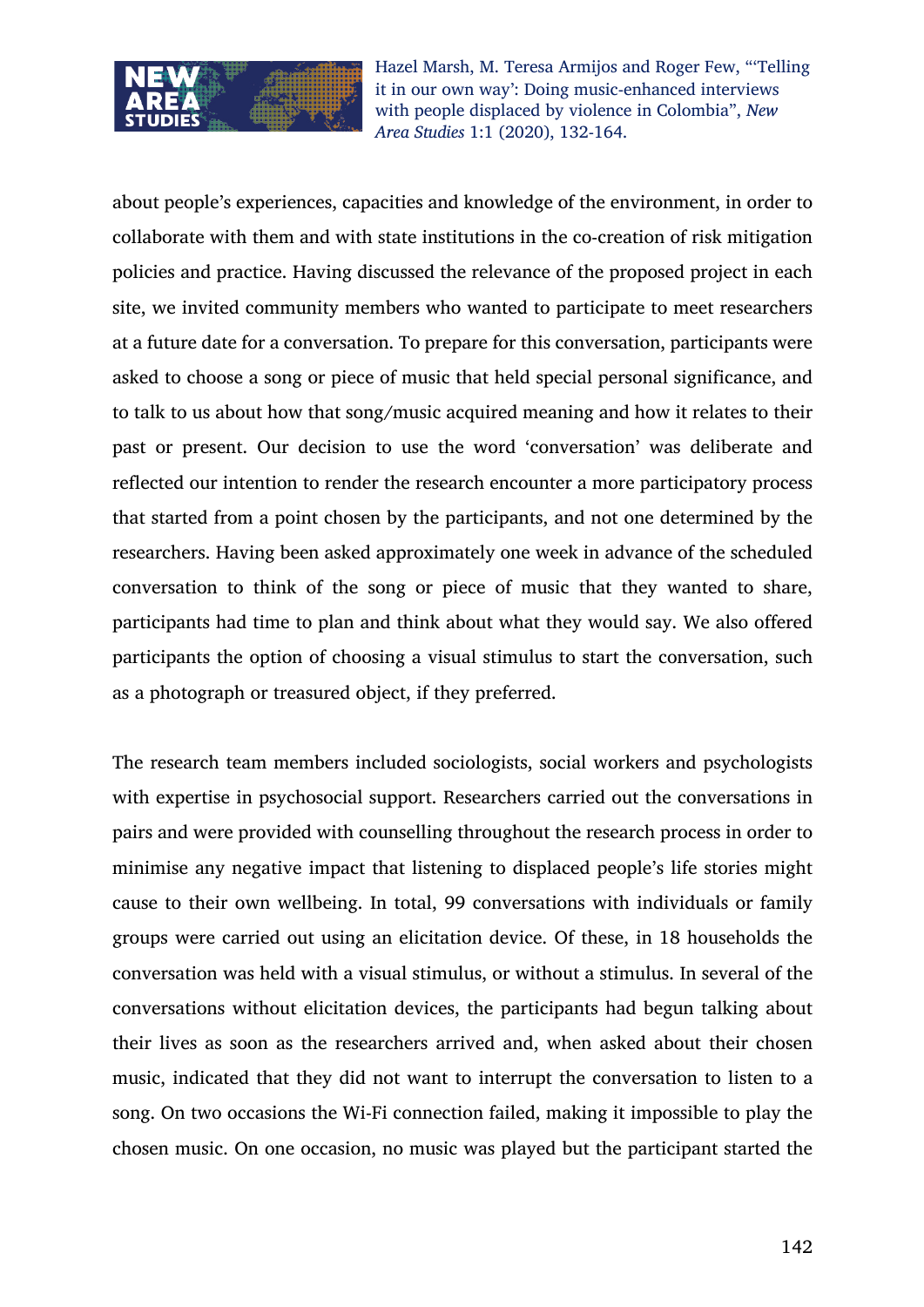about people's experiences, capacities and knowledge of the environment, in order to collaborate with them and with state institutions in the co-creation of risk mitigation policies and practice. Having discussed the relevance of the proposed project in each site, we invited community members who wanted to participate to meet researchers at a future date for a conversation. To prepare for this conversation, participants were asked to choose a song or piece of music that held special personal significance, and to talk to us about how that song/music acquired meaning and how it relates to their past or present. Our decision to use the word 'conversation' was deliberate and reflected our intention to render the research encounter a more participatory process that started from a point chosen by the participants, and not one determined by the researchers. Having been asked approximately one week in advance of the scheduled conversation to think of the song or piece of music that they wanted to share, participants had time to plan and think about what they would say. We also offered participants the option of choosing a visual stimulus to start the conversation, such as a photograph or treasured object, if they preferred.

The research team members included sociologists, social workers and psychologists with expertise in psychosocial support. Researchers carried out the conversations in pairs and were provided with counselling throughout the research process in order to minimise any negative impact that listening to displaced people's life stories might cause to their own wellbeing. In total, 99 conversations with individuals or family groups were carried out using an elicitation device. Of these, in 18 households the conversation was held with a visual stimulus, or without a stimulus. In several of the conversations without elicitation devices, the participants had begun talking about their lives as soon as the researchers arrived and, when asked about their chosen music, indicated that they did not want to interrupt the conversation to listen to a song. On two occasions the Wi-Fi connection failed, making it impossible to play the chosen music. On one occasion, no music was played but the participant started the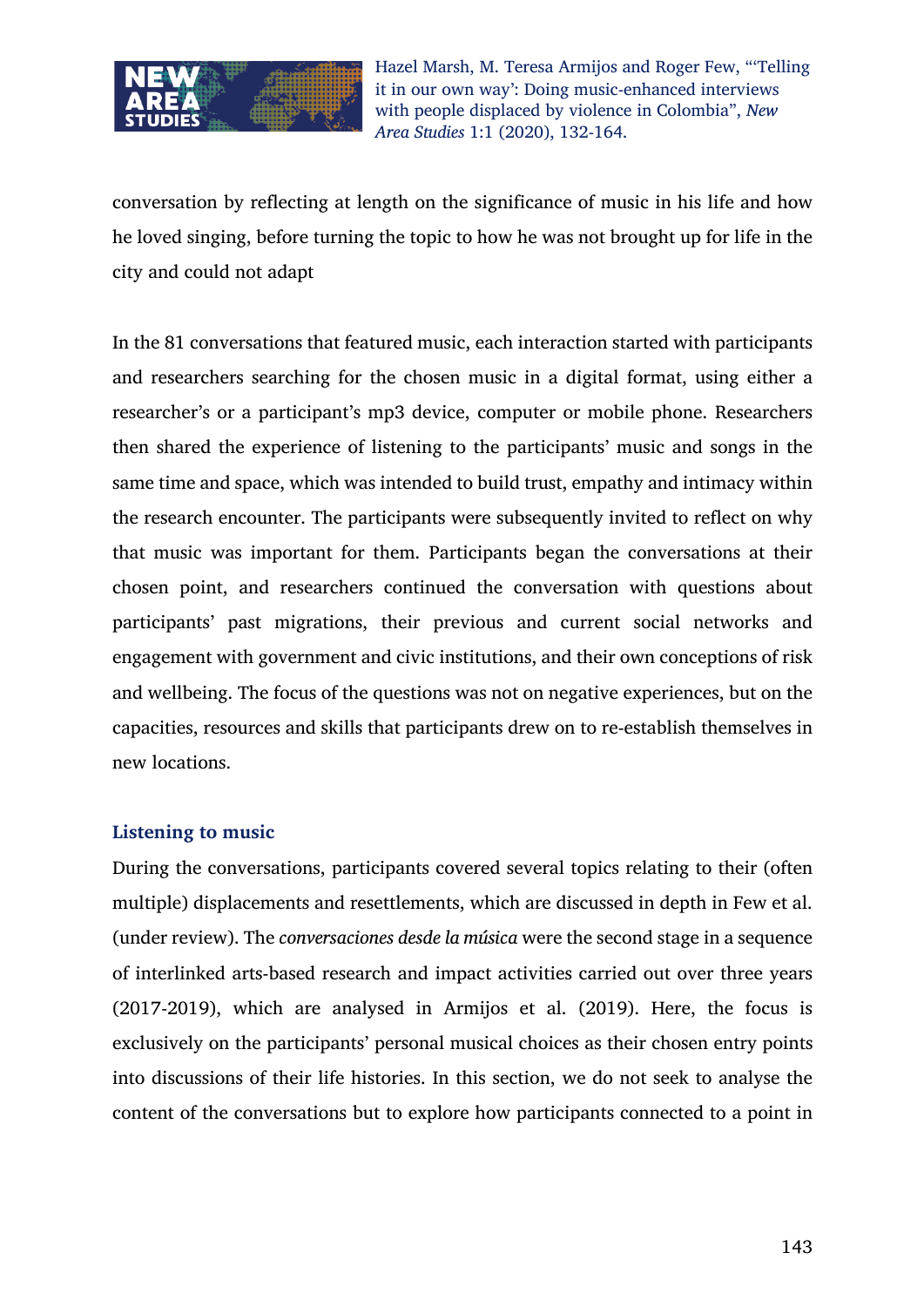conversation by reflecting at length on the significance of music in his life and how he loved singing, before turning the topic to how he was not brought up for life in the city and could not adapt

In the 81 conversations that featured music, each interaction started with participants and researchers searching for the chosen music in a digital format, using either a researcher's or a participant's mp3 device, computer or mobile phone. Researchers then shared the experience of listening to the participants' music and songs in the same time and space, which was intended to build trust, empathy and intimacy within the research encounter. The participants were subsequently invited to reflect on why that music was important for them. Participants began the conversations at their chosen point, and researchers continued the conversation with questions about participants' past migrations, their previous and current social networks and engagement with government and civic institutions, and their own conceptions of risk and wellbeing. The focus of the questions was not on negative experiences, but on the capacities, resources and skills that participants drew on to re-establish themselves in new locations.

## Listening to music

During the conversations, participants covered several topics relating to their (often multiple) displacements and resettlements, which are discussed in depth in Few et al. (under review). The *conversaciones desde la música* were the second stage in a sequence of interlinked arts-based research and impact activities carried out over three years (2017-2019), which are analysed in Armijos et al. (2019). Here, the focus is exclusively on the participants' personal musical choices as their chosen entry points into discussions of their life histories. In this section, we do not seek to analyse the content of the conversations but to explore how participants connected to a point in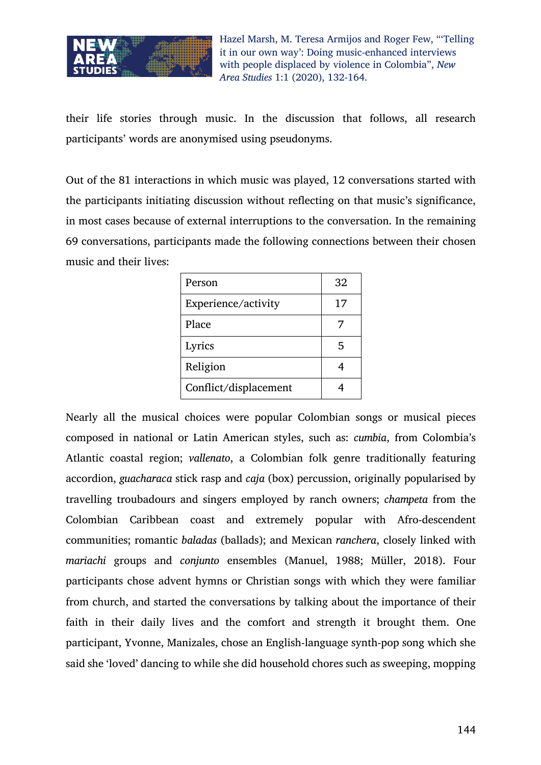their life stories through music. In the discussion that follows, all research participants' words are anonymised using pseudonyms.

Out of the 81 interactions in which music was played, 12 conversations started with the participants initiating discussion without reflecting on that music's significance, in most cases because of external interruptions to the conversation. In the remaining 69 conversations, participants made the following connections between their chosen music and their lives:

| Person | 32 |
|---|---|
| Experience/activity | 17 |
| Place | 7 |
| Lyrics | 5 |
| Religion | 4 |
| Conflict/displacement | 4 |

Nearly all the musical choices were popular Colombian songs or musical pieces composed in national or Latin American styles, such as: *cumbia*, from Colombia's Atlantic coastal region; *vallenato*, a Colombian folk genre traditionally featuring accordion, *guacharaca* stick rasp and *caja* (box) percussion, originally popularised by travelling troubadours and singers employed by ranch owners; *champeta* from the Colombian Caribbean coast and extremely popular with Afro-descendent communities; romantic *baladas* (ballads); and Mexican *ranchera*, closely linked with *mariachi* groups and *conjunto* ensembles (Manuel, 1988; Müller, 2018). Four participants chose advent hymns or Christian songs with which they were familiar from church, and started the conversations by talking about the importance of their faith in their daily lives and the comfort and strength it brought them. One participant, Yvonne, Manizales, chose an English-language synth-pop song which she said she 'loved' dancing to while she did household chores such as sweeping, mopping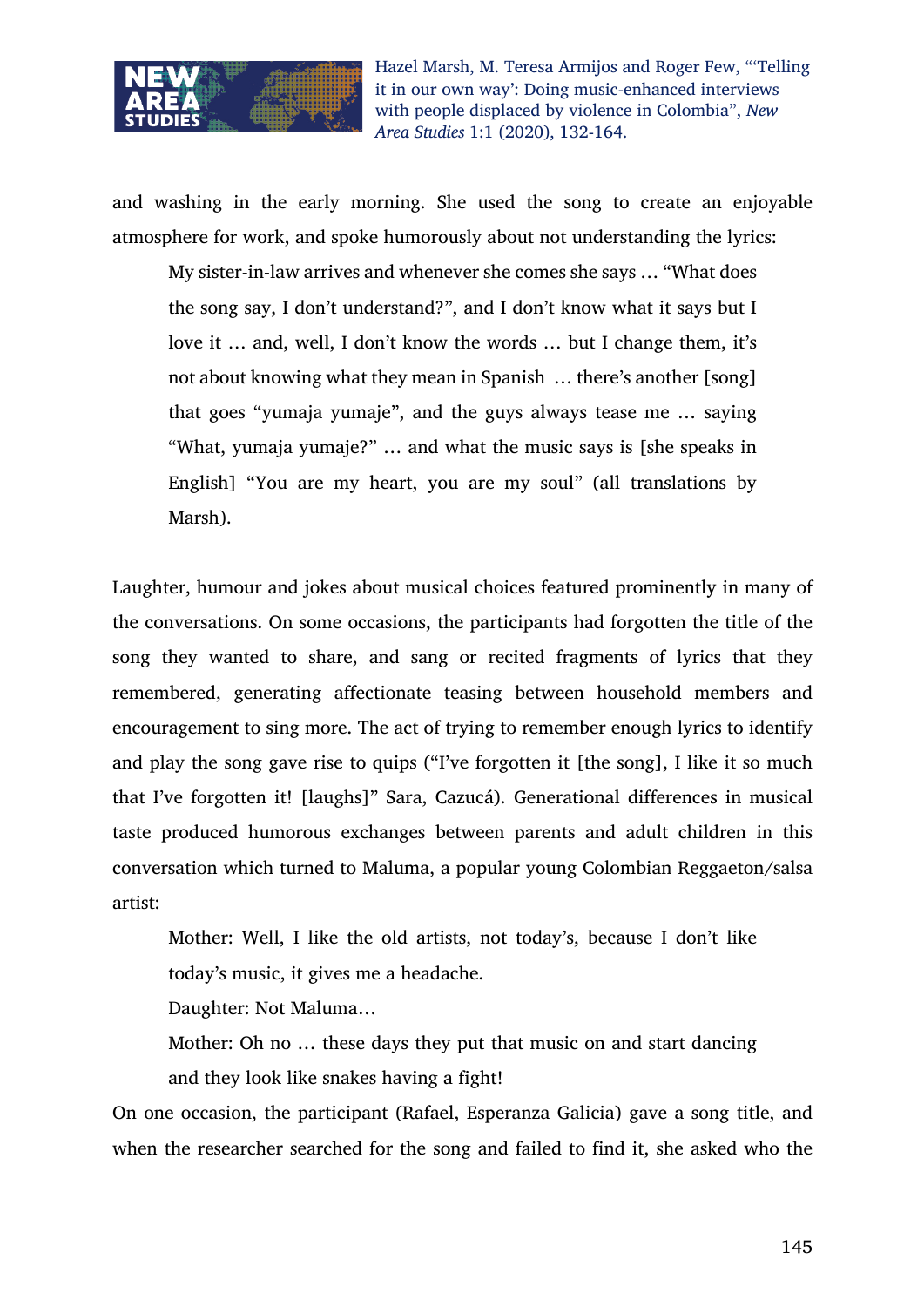and washing in the early morning. She used the song to create an enjoyable atmosphere for work, and spoke humorously about not understanding the lyrics:

> My sister-in-law arrives and whenever she comes she says … "What does the song say, I don't understand?", and I don't know what it says but I love it … and, well, I don't know the words … but I change them, it's not about knowing what they mean in Spanish … there's another [song] that goes "yumaja yumaje", and the guys always tease me … saying "What, yumaja yumaje?" … and what the music says is [she speaks in English] "You are my heart, you are my soul" (all translations by Marsh).

Laughter, humour and jokes about musical choices featured prominently in many of the conversations. On some occasions, the participants had forgotten the title of the song they wanted to share, and sang or recited fragments of lyrics that they remembered, generating affectionate teasing between household members and encouragement to sing more. The act of trying to remember enough lyrics to identify and play the song gave rise to quips ("I've forgotten it [the song], I like it so much that I've forgotten it! [laughs]" Sara, Cazucá). Generational differences in musical taste produced humorous exchanges between parents and adult children in this conversation which turned to Maluma, a popular young Colombian Reggaeton/salsa artist:

> Mother: Well, I like the old artists, not today's, because I don't like today's music, it gives me a headache.
>
> Daughter: Not Maluma…
>
> Mother: Oh no … these days they put that music on and start dancing and they look like snakes having a fight!

On one occasion, the participant (Rafael, Esperanza Galicia) gave a song title, and when the researcher searched for the song and failed to find it, she asked who the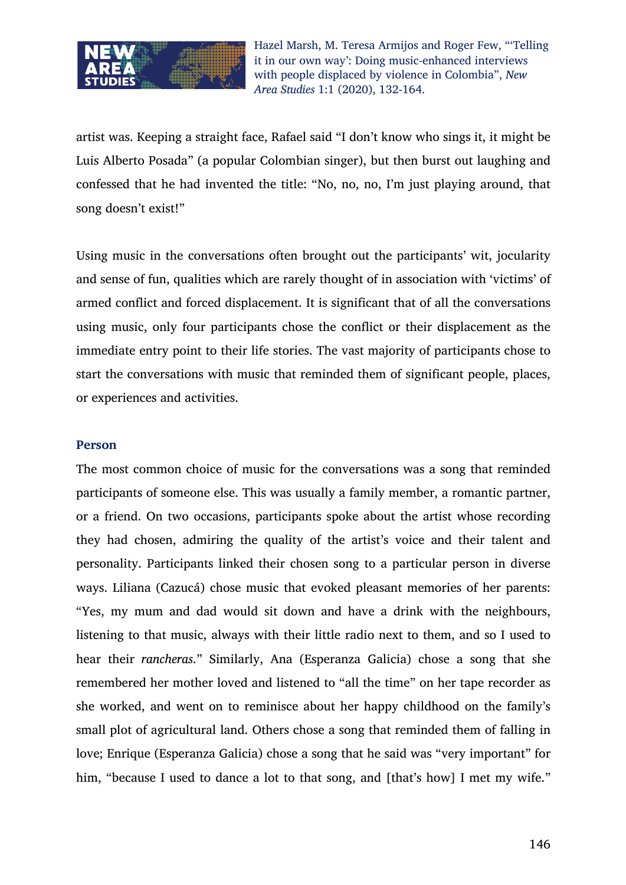artist was. Keeping a straight face, Rafael said "I don't know who sings it, it might be Luis Alberto Posada" (a popular Colombian singer), but then burst out laughing and confessed that he had invented the title: "No, no, no, I'm just playing around, that song doesn't exist!"

Using music in the conversations often brought out the participants' wit, jocularity and sense of fun, qualities which are rarely thought of in association with 'victims' of armed conflict and forced displacement. It is significant that of all the conversations using music, only four participants chose the conflict or their displacement as the immediate entry point to their life stories. The vast majority of participants chose to start the conversations with music that reminded them of significant people, places, or experiences and activities.

### Person

The most common choice of music for the conversations was a song that reminded participants of someone else. This was usually a family member, a romantic partner, or a friend. On two occasions, participants spoke about the artist whose recording they had chosen, admiring the quality of the artist's voice and their talent and personality. Participants linked their chosen song to a particular person in diverse ways. Liliana (Cazucá) chose music that evoked pleasant memories of her parents: "Yes, my mum and dad would sit down and have a drink with the neighbours, listening to that music, always with their little radio next to them, and so I used to hear their *rancheras*." Similarly, Ana (Esperanza Galicia) chose a song that she remembered her mother loved and listened to "all the time" on her tape recorder as she worked, and went on to reminisce about her happy childhood on the family's small plot of agricultural land. Others chose a song that reminded them of falling in love; Enrique (Esperanza Galicia) chose a song that he said was "very important" for him, "because I used to dance a lot to that song, and [that's how] I met my wife."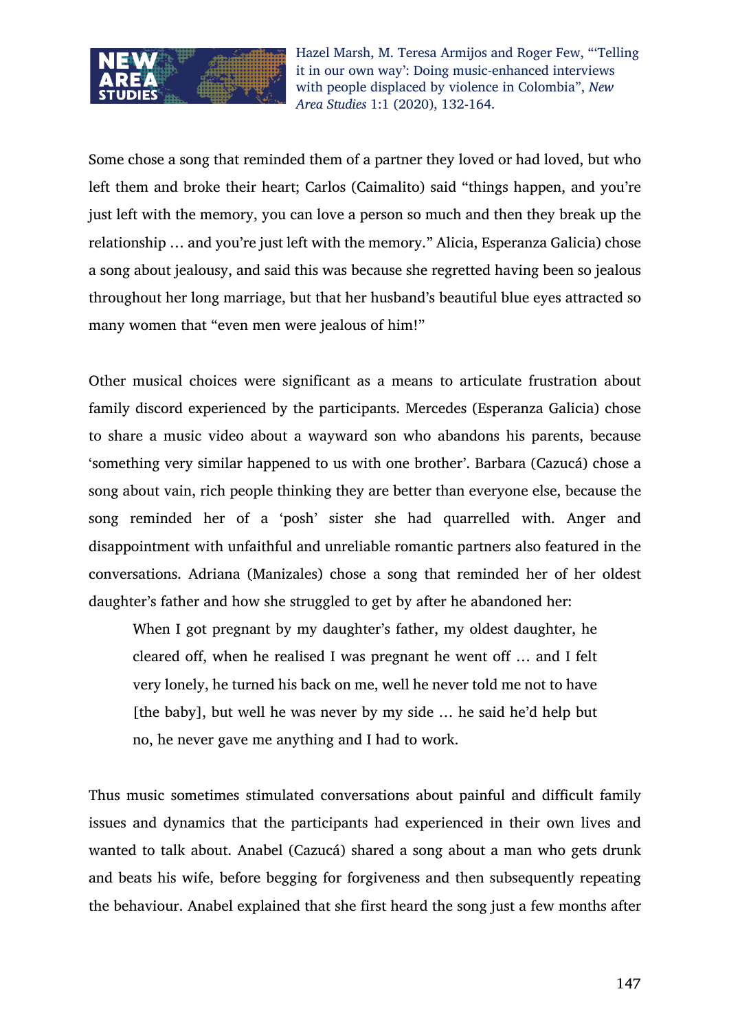Some chose a song that reminded them of a partner they loved or had loved, but who left them and broke their heart; Carlos (Caimalito) said "things happen, and you're just left with the memory, you can love a person so much and then they break up the relationship … and you're just left with the memory." Alicia, Esperanza Galicia) chose a song about jealousy, and said this was because she regretted having been so jealous throughout her long marriage, but that her husband's beautiful blue eyes attracted so many women that "even men were jealous of him!"

Other musical choices were significant as a means to articulate frustration about family discord experienced by the participants. Mercedes (Esperanza Galicia) chose to share a music video about a wayward son who abandons his parents, because 'something very similar happened to us with one brother'. Barbara (Cazucá) chose a song about vain, rich people thinking they are better than everyone else, because the song reminded her of a 'posh' sister she had quarrelled with. Anger and disappointment with unfaithful and unreliable romantic partners also featured in the conversations. Adriana (Manizales) chose a song that reminded her of her oldest daughter's father and how she struggled to get by after he abandoned her:

> When I got pregnant by my daughter's father, my oldest daughter, he cleared off, when he realised I was pregnant he went off … and I felt very lonely, he turned his back on me, well he never told me not to have [the baby], but well he was never by my side … he said he'd help but no, he never gave me anything and I had to work.

Thus music sometimes stimulated conversations about painful and difficult family issues and dynamics that the participants had experienced in their own lives and wanted to talk about. Anabel (Cazucá) shared a song about a man who gets drunk and beats his wife, before begging for forgiveness and then subsequently repeating the behaviour. Anabel explained that she first heard the song just a few months after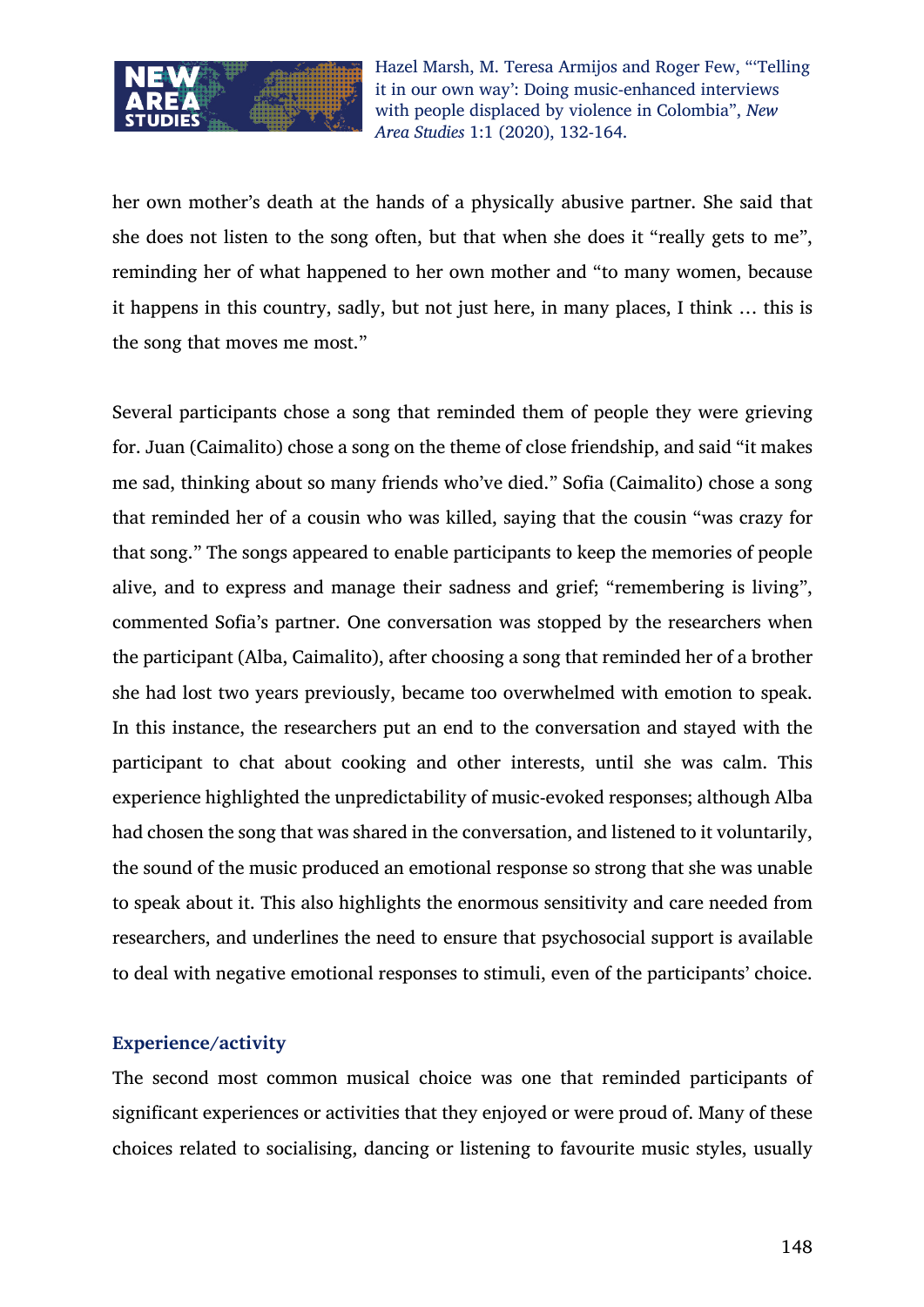her own mother's death at the hands of a physically abusive partner. She said that she does not listen to the song often, but that when she does it "really gets to me", reminding her of what happened to her own mother and "to many women, because it happens in this country, sadly, but not just here, in many places, I think … this is the song that moves me most."

Several participants chose a song that reminded them of people they were grieving for. Juan (Caimalito) chose a song on the theme of close friendship, and said "it makes me sad, thinking about so many friends who've died." Sofia (Caimalito) chose a song that reminded her of a cousin who was killed, saying that the cousin "was crazy for that song." The songs appeared to enable participants to keep the memories of people alive, and to express and manage their sadness and grief; "remembering is living", commented Sofia's partner. One conversation was stopped by the researchers when the participant (Alba, Caimalito), after choosing a song that reminded her of a brother she had lost two years previously, became too overwhelmed with emotion to speak. In this instance, the researchers put an end to the conversation and stayed with the participant to chat about cooking and other interests, until she was calm. This experience highlighted the unpredictability of music-evoked responses; although Alba had chosen the song that was shared in the conversation, and listened to it voluntarily, the sound of the music produced an emotional response so strong that she was unable to speak about it. This also highlights the enormous sensitivity and care needed from researchers, and underlines the need to ensure that psychosocial support is available to deal with negative emotional responses to stimuli, even of the participants' choice.

### Experience/activity

The second most common musical choice was one that reminded participants of significant experiences or activities that they enjoyed or were proud of. Many of these choices related to socialising, dancing or listening to favourite music styles, usually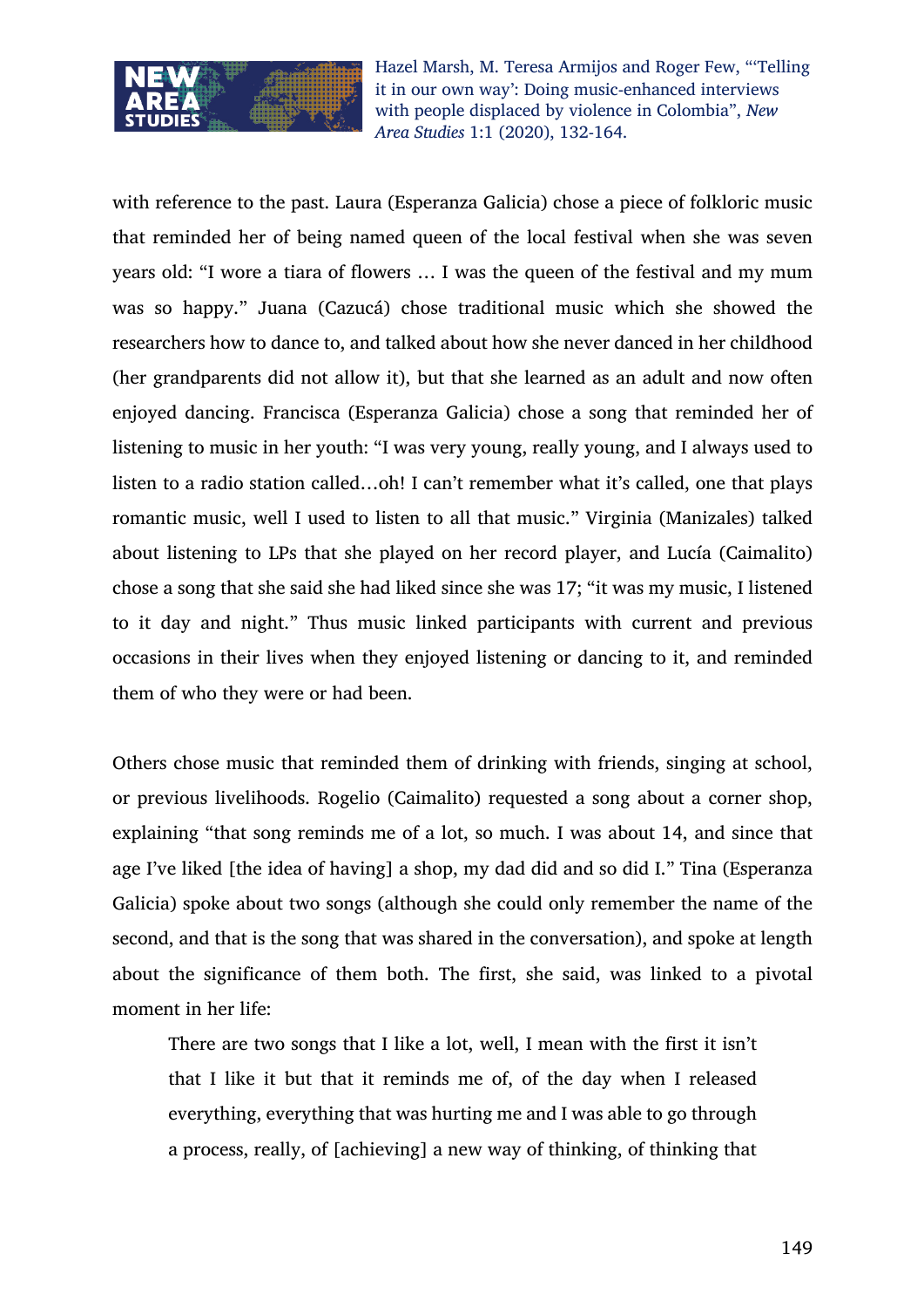with reference to the past. Laura (Esperanza Galicia) chose a piece of folkloric music that reminded her of being named queen of the local festival when she was seven years old: "I wore a tiara of flowers … I was the queen of the festival and my mum was so happy." Juana (Cazucá) chose traditional music which she showed the researchers how to dance to, and talked about how she never danced in her childhood (her grandparents did not allow it), but that she learned as an adult and now often enjoyed dancing. Francisca (Esperanza Galicia) chose a song that reminded her of listening to music in her youth: "I was very young, really young, and I always used to listen to a radio station called…oh! I can't remember what it's called, one that plays romantic music, well I used to listen to all that music." Virginia (Manizales) talked about listening to LPs that she played on her record player, and Lucía (Caimalito) chose a song that she said she had liked since she was 17; "it was my music, I listened to it day and night." Thus music linked participants with current and previous occasions in their lives when they enjoyed listening or dancing to it, and reminded them of who they were or had been.

Others chose music that reminded them of drinking with friends, singing at school, or previous livelihoods. Rogelio (Caimalito) requested a song about a corner shop, explaining "that song reminds me of a lot, so much. I was about 14, and since that age I've liked [the idea of having] a shop, my dad did and so did I." Tina (Esperanza Galicia) spoke about two songs (although she could only remember the name of the second, and that is the song that was shared in the conversation), and spoke at length about the significance of them both. The first, she said, was linked to a pivotal moment in her life:

> There are two songs that I like a lot, well, I mean with the first it isn't that I like it but that it reminds me of, of the day when I released everything, everything that was hurting me and I was able to go through a process, really, of [achieving] a new way of thinking, of thinking that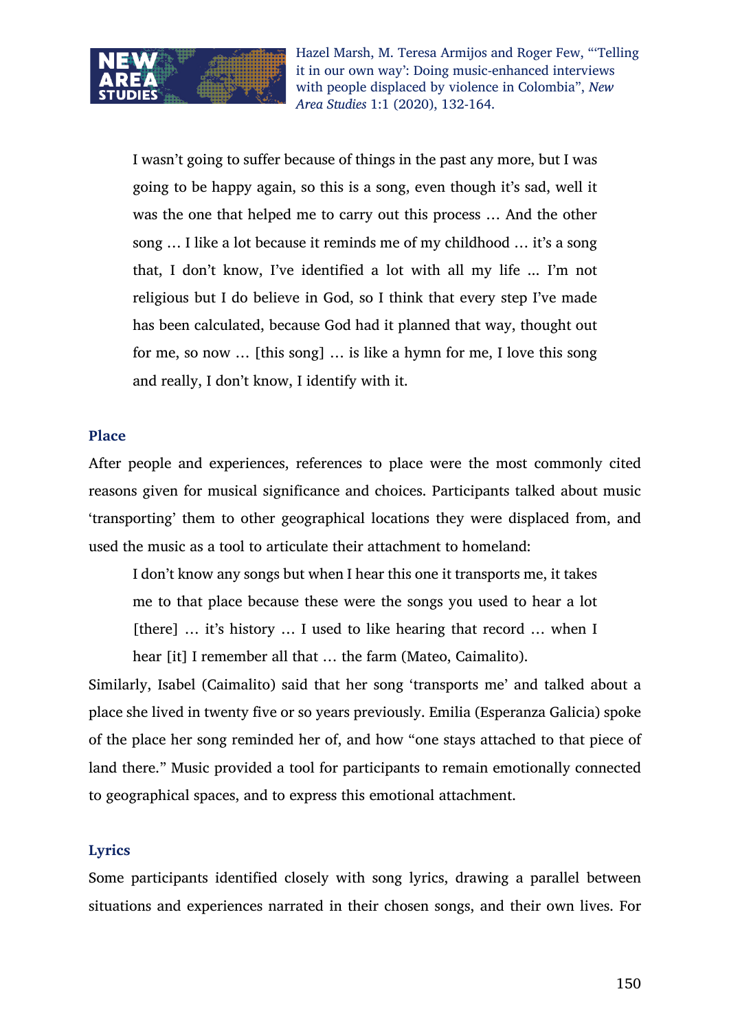> I wasn't going to suffer because of things in the past any more, but I was going to be happy again, so this is a song, even though it's sad, well it was the one that helped me to carry out this process … And the other song … I like a lot because it reminds me of my childhood … it's a song that, I don't know, I've identified a lot with all my life ... I'm not religious but I do believe in God, so I think that every step I've made has been calculated, because God had it planned that way, thought out for me, so now … [this song] … is like a hymn for me, I love this song and really, I don't know, I identify with it.

### Place

After people and experiences, references to place were the most commonly cited reasons given for musical significance and choices. Participants talked about music 'transporting' them to other geographical locations they were displaced from, and used the music as a tool to articulate their attachment to homeland:

> I don't know any songs but when I hear this one it transports me, it takes me to that place because these were the songs you used to hear a lot [there] … it's history … I used to like hearing that record … when I hear [it] I remember all that … the farm (Mateo, Caimalito).

Similarly, Isabel (Caimalito) said that her song 'transports me' and talked about a place she lived in twenty five or so years previously. Emilia (Esperanza Galicia) spoke of the place her song reminded her of, and how "one stays attached to that piece of land there." Music provided a tool for participants to remain emotionally connected to geographical spaces, and to express this emotional attachment.

### Lyrics

Some participants identified closely with song lyrics, drawing a parallel between situations and experiences narrated in their chosen songs, and their own lives. For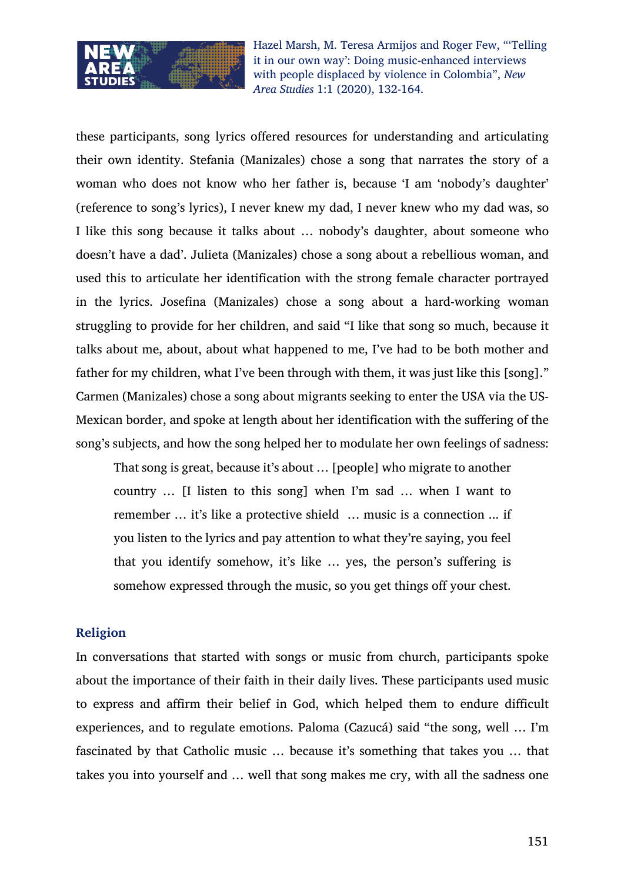these participants, song lyrics offered resources for understanding and articulating their own identity. Stefania (Manizales) chose a song that narrates the story of a woman who does not know who her father is, because 'I am 'nobody's daughter' (reference to song's lyrics), I never knew my dad, I never knew who my dad was, so I like this song because it talks about … nobody's daughter, about someone who doesn't have a dad'. Julieta (Manizales) chose a song about a rebellious woman, and used this to articulate her identification with the strong female character portrayed in the lyrics. Josefina (Manizales) chose a song about a hard-working woman struggling to provide for her children, and said "I like that song so much, because it talks about me, about, about what happened to me, I've had to be both mother and father for my children, what I've been through with them, it was just like this [song]." Carmen (Manizales) chose a song about migrants seeking to enter the USA via the US-Mexican border, and spoke at length about her identification with the suffering of the song's subjects, and how the song helped her to modulate her own feelings of sadness:

> That song is great, because it's about … [people] who migrate to another country … [I listen to this song] when I'm sad … when I want to remember … it's like a protective shield … music is a connection ... if you listen to the lyrics and pay attention to what they're saying, you feel that you identify somehow, it's like … yes, the person's suffering is somehow expressed through the music, so you get things off your chest.

### Religion

In conversations that started with songs or music from church, participants spoke about the importance of their faith in their daily lives. These participants used music to express and affirm their belief in God, which helped them to endure difficult experiences, and to regulate emotions. Paloma (Cazucá) said "the song, well … I'm fascinated by that Catholic music … because it's something that takes you … that takes you into yourself and … well that song makes me cry, with all the sadness one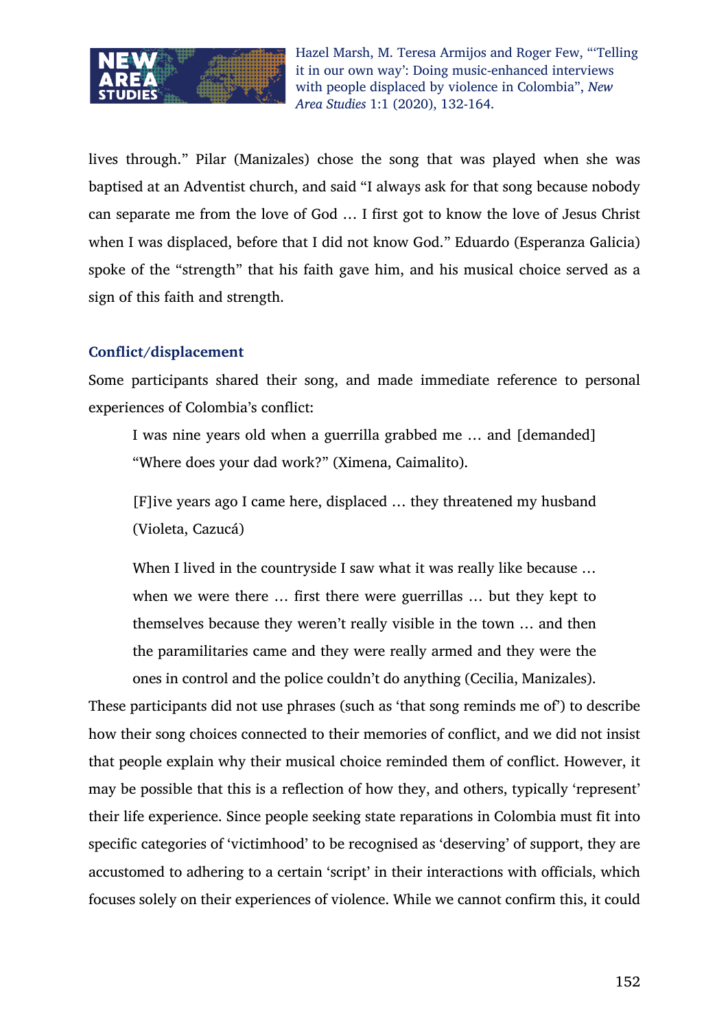lives through." Pilar (Manizales) chose the song that was played when she was baptised at an Adventist church, and said "I always ask for that song because nobody can separate me from the love of God … I first got to know the love of Jesus Christ when I was displaced, before that I did not know God." Eduardo (Esperanza Galicia) spoke of the "strength" that his faith gave him, and his musical choice served as a sign of this faith and strength.

### Conflict/displacement

Some participants shared their song, and made immediate reference to personal experiences of Colombia's conflict:

> I was nine years old when a guerrilla grabbed me … and [demanded] "Where does your dad work?" (Ximena, Caimalito).

> [F]ive years ago I came here, displaced … they threatened my husband (Violeta, Cazucá)

> When I lived in the countryside I saw what it was really like because … when we were there … first there were guerrillas … but they kept to themselves because they weren't really visible in the town … and then the paramilitaries came and they were really armed and they were the ones in control and the police couldn't do anything (Cecilia, Manizales).

These participants did not use phrases (such as 'that song reminds me of') to describe how their song choices connected to their memories of conflict, and we did not insist that people explain why their musical choice reminded them of conflict. However, it may be possible that this is a reflection of how they, and others, typically 'represent' their life experience. Since people seeking state reparations in Colombia must fit into specific categories of 'victimhood' to be recognised as 'deserving' of support, they are accustomed to adhering to a certain 'script' in their interactions with officials, which focuses solely on their experiences of violence. While we cannot confirm this, it could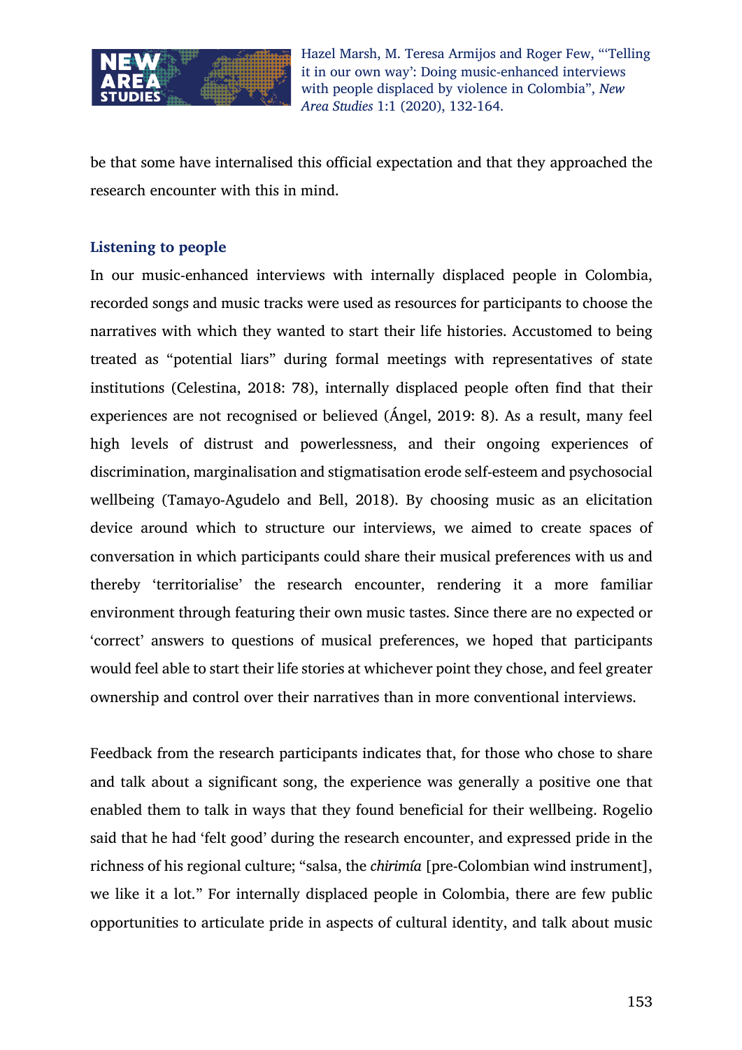be that some have internalised this official expectation and that they approached the research encounter with this in mind.

## Listening to people

In our music-enhanced interviews with internally displaced people in Colombia, recorded songs and music tracks were used as resources for participants to choose the narratives with which they wanted to start their life histories. Accustomed to being treated as "potential liars" during formal meetings with representatives of state institutions (Celestina, 2018: 78), internally displaced people often find that their experiences are not recognised or believed (Ángel, 2019: 8). As a result, many feel high levels of distrust and powerlessness, and their ongoing experiences of discrimination, marginalisation and stigmatisation erode self-esteem and psychosocial wellbeing (Tamayo-Agudelo and Bell, 2018). By choosing music as an elicitation device around which to structure our interviews, we aimed to create spaces of conversation in which participants could share their musical preferences with us and thereby 'territorialise' the research encounter, rendering it a more familiar environment through featuring their own music tastes. Since there are no expected or 'correct' answers to questions of musical preferences, we hoped that participants would feel able to start their life stories at whichever point they chose, and feel greater ownership and control over their narratives than in more conventional interviews.

Feedback from the research participants indicates that, for those who chose to share and talk about a significant song, the experience was generally a positive one that enabled them to talk in ways that they found beneficial for their wellbeing. Rogelio said that he had 'felt good' during the research encounter, and expressed pride in the richness of his regional culture; "salsa, the *chirimía* [pre-Colombian wind instrument], we like it a lot." For internally displaced people in Colombia, there are few public opportunities to articulate pride in aspects of cultural identity, and talk about music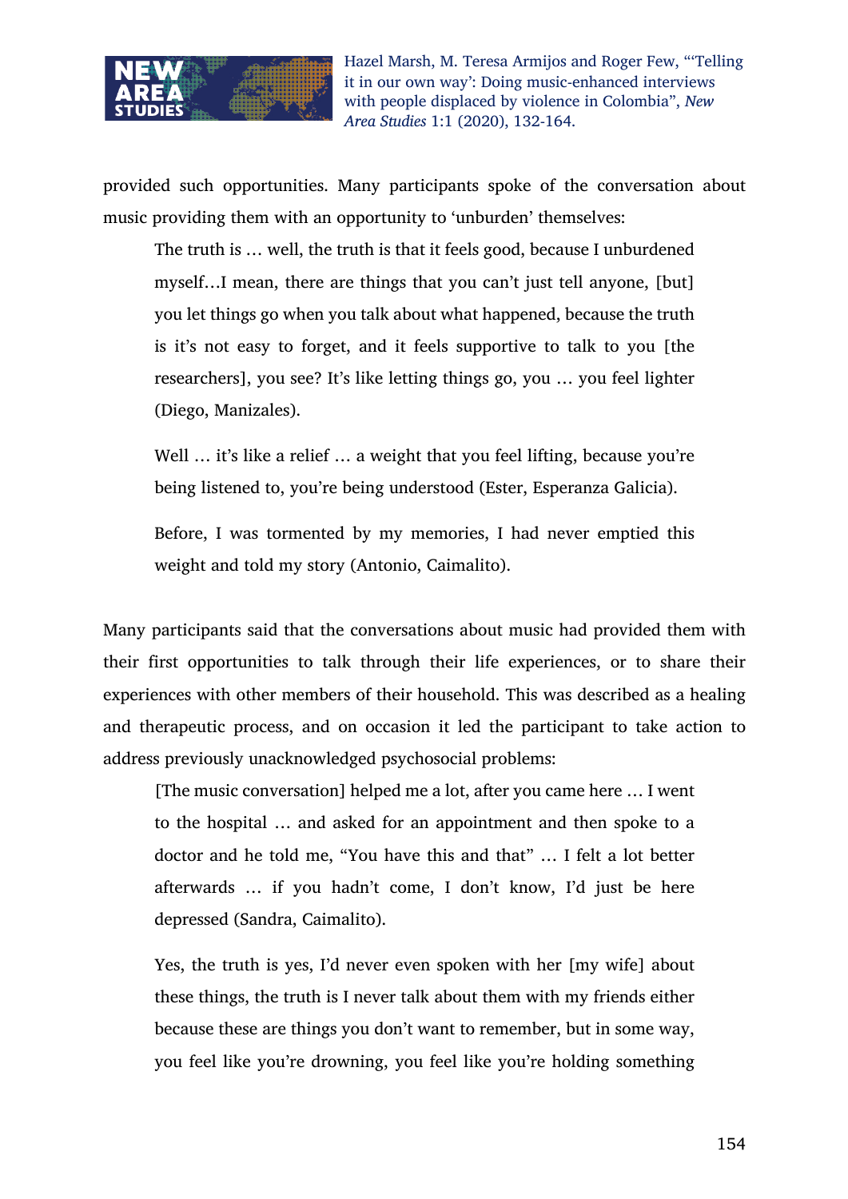provided such opportunities. Many participants spoke of the conversation about music providing them with an opportunity to 'unburden' themselves:

> The truth is … well, the truth is that it feels good, because I unburdened myself…I mean, there are things that you can't just tell anyone, [but] you let things go when you talk about what happened, because the truth is it's not easy to forget, and it feels supportive to talk to you [the researchers], you see? It's like letting things go, you … you feel lighter (Diego, Manizales).

> Well … it's like a relief … a weight that you feel lifting, because you're being listened to, you're being understood (Ester, Esperanza Galicia).

> Before, I was tormented by my memories, I had never emptied this weight and told my story (Antonio, Caimalito).

Many participants said that the conversations about music had provided them with their first opportunities to talk through their life experiences, or to share their experiences with other members of their household. This was described as a healing and therapeutic process, and on occasion it led the participant to take action to address previously unacknowledged psychosocial problems:

> [The music conversation] helped me a lot, after you came here … I went to the hospital … and asked for an appointment and then spoke to a doctor and he told me, "You have this and that" … I felt a lot better afterwards … if you hadn't come, I don't know, I'd just be here depressed (Sandra, Caimalito).

> Yes, the truth is yes, I'd never even spoken with her [my wife] about these things, the truth is I never talk about them with my friends either because these are things you don't want to remember, but in some way, you feel like you're drowning, you feel like you're holding something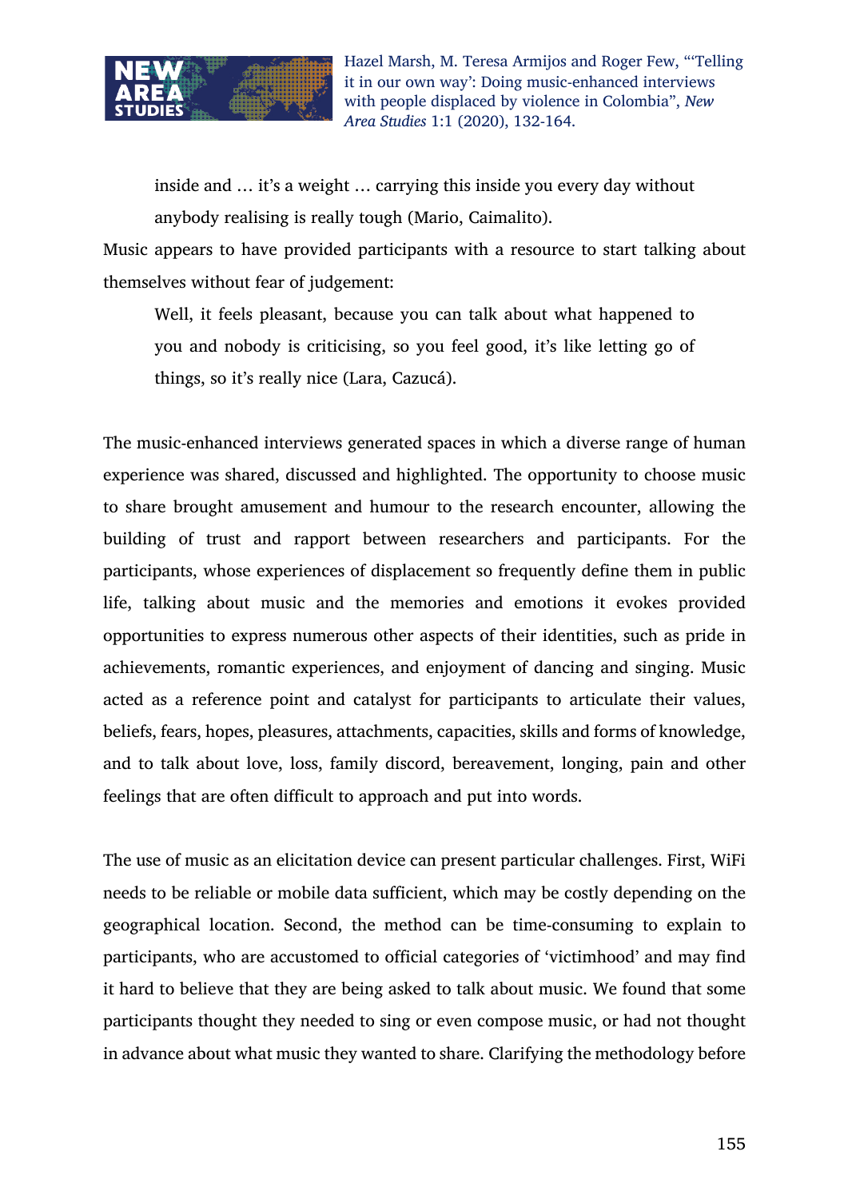> inside and … it's a weight … carrying this inside you every day without anybody realising is really tough (Mario, Caimalito).

Music appears to have provided participants with a resource to start talking about themselves without fear of judgement:

> Well, it feels pleasant, because you can talk about what happened to you and nobody is criticising, so you feel good, it's like letting go of things, so it's really nice (Lara, Cazucá).

The music-enhanced interviews generated spaces in which a diverse range of human experience was shared, discussed and highlighted. The opportunity to choose music to share brought amusement and humour to the research encounter, allowing the building of trust and rapport between researchers and participants. For the participants, whose experiences of displacement so frequently define them in public life, talking about music and the memories and emotions it evokes provided opportunities to express numerous other aspects of their identities, such as pride in achievements, romantic experiences, and enjoyment of dancing and singing. Music acted as a reference point and catalyst for participants to articulate their values, beliefs, fears, hopes, pleasures, attachments, capacities, skills and forms of knowledge, and to talk about love, loss, family discord, bereavement, longing, pain and other feelings that are often difficult to approach and put into words.

The use of music as an elicitation device can present particular challenges. First, WiFi needs to be reliable or mobile data sufficient, which may be costly depending on the geographical location. Second, the method can be time-consuming to explain to participants, who are accustomed to official categories of 'victimhood' and may find it hard to believe that they are being asked to talk about music. We found that some participants thought they needed to sing or even compose music, or had not thought in advance about what music they wanted to share. Clarifying the methodology before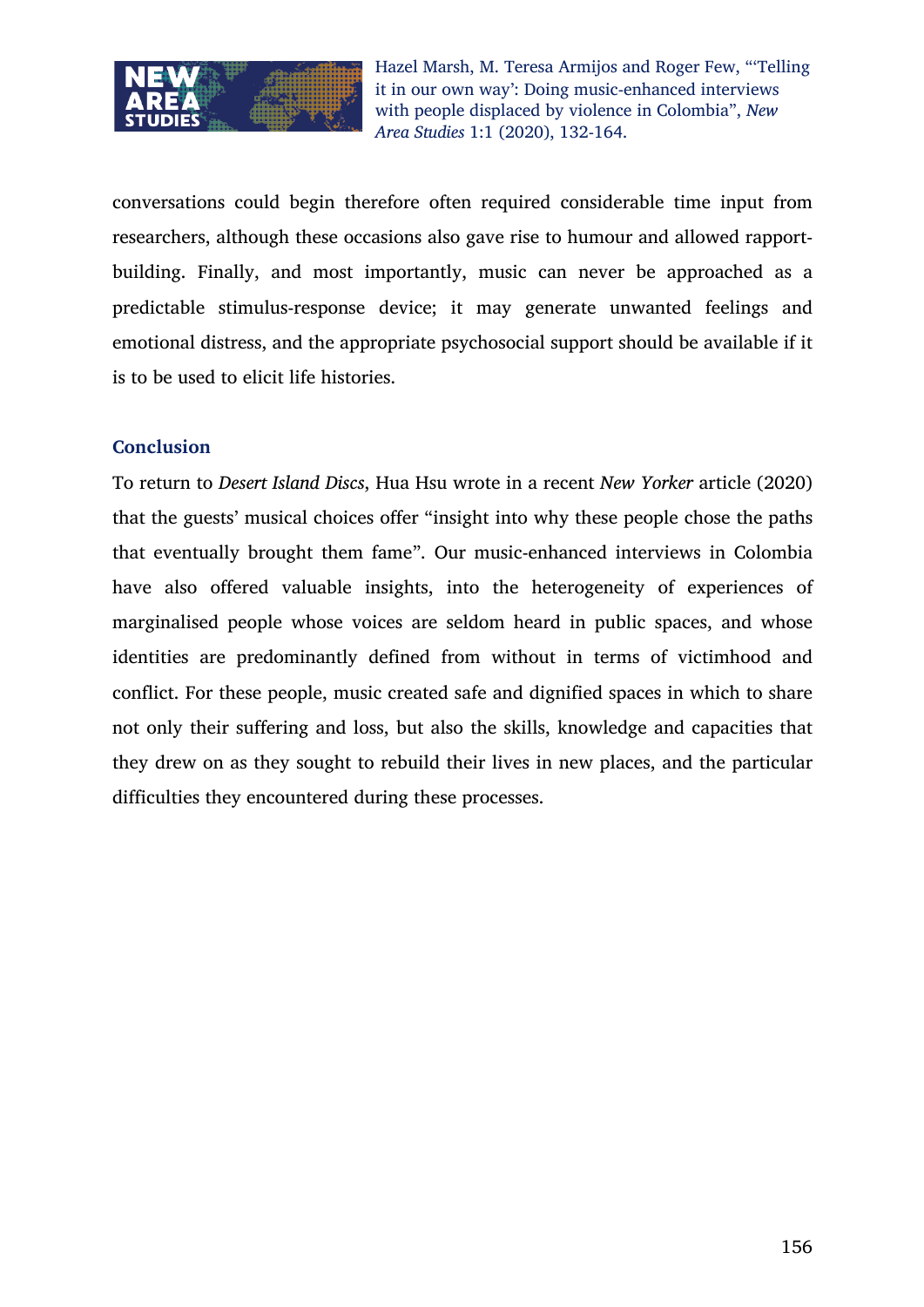conversations could begin therefore often required considerable time input from researchers, although these occasions also gave rise to humour and allowed rapport-building. Finally, and most importantly, music can never be approached as a predictable stimulus-response device; it may generate unwanted feelings and emotional distress, and the appropriate psychosocial support should be available if it is to be used to elicit life histories.

## Conclusion

To return to *Desert Island Discs*, Hua Hsu wrote in a recent *New Yorker* article (2020) that the guests' musical choices offer "insight into why these people chose the paths that eventually brought them fame". Our music-enhanced interviews in Colombia have also offered valuable insights, into the heterogeneity of experiences of marginalised people whose voices are seldom heard in public spaces, and whose identities are predominantly defined from without in terms of victimhood and conflict. For these people, music created safe and dignified spaces in which to share not only their suffering and loss, but also the skills, knowledge and capacities that they drew on as they sought to rebuild their lives in new places, and the particular difficulties they encountered during these processes.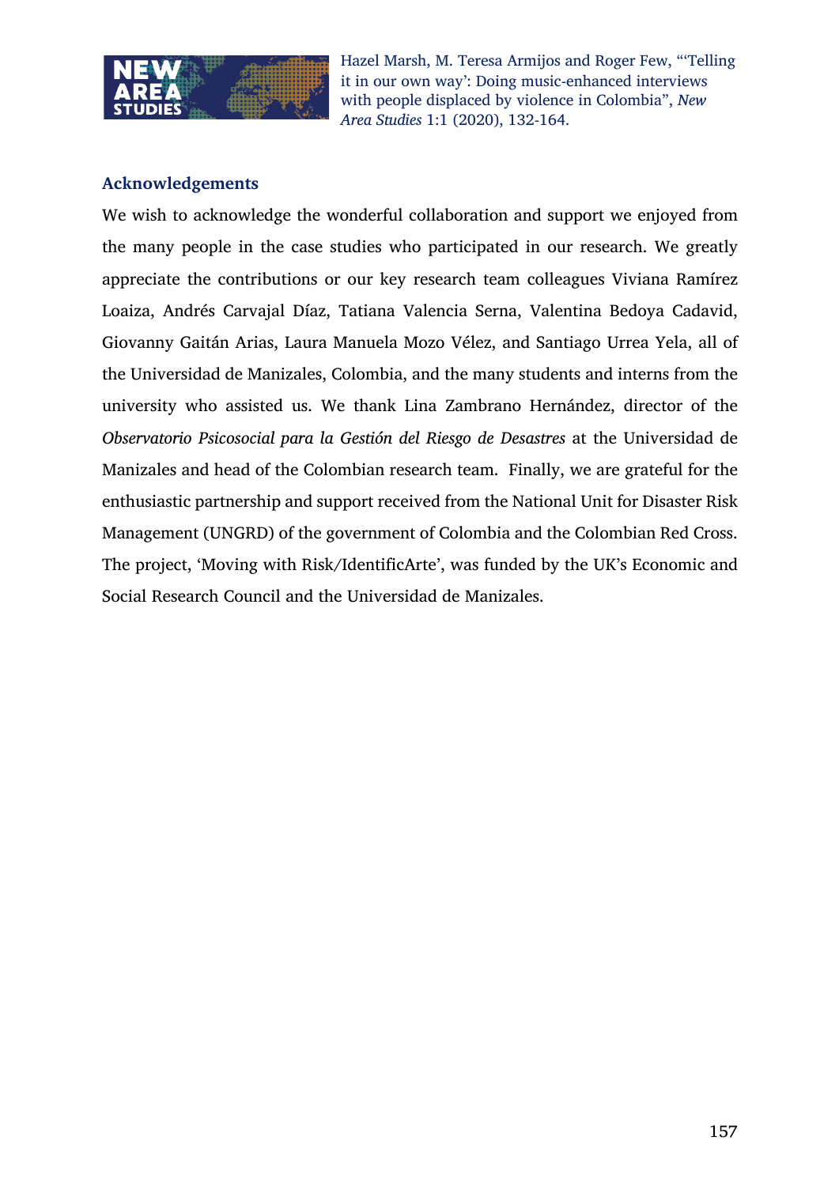### Acknowledgements

We wish to acknowledge the wonderful collaboration and support we enjoyed from the many people in the case studies who participated in our research. We greatly appreciate the contributions or our key research team colleagues Viviana Ramírez Loaiza, Andrés Carvajal Díaz, Tatiana Valencia Serna, Valentina Bedoya Cadavid, Giovanny Gaitán Arias, Laura Manuela Mozo Vélez, and Santiago Urrea Yela, all of the Universidad de Manizales, Colombia, and the many students and interns from the university who assisted us. We thank Lina Zambrano Hernández, director of the *Observatorio Psicosocial para la Gestión del Riesgo de Desastres* at the Universidad de Manizales and head of the Colombian research team. Finally, we are grateful for the enthusiastic partnership and support received from the National Unit for Disaster Risk Management (UNGRD) of the government of Colombia and the Colombian Red Cross. The project, 'Moving with Risk/IdentificArte', was funded by the UK's Economic and Social Research Council and the Universidad de Manizales.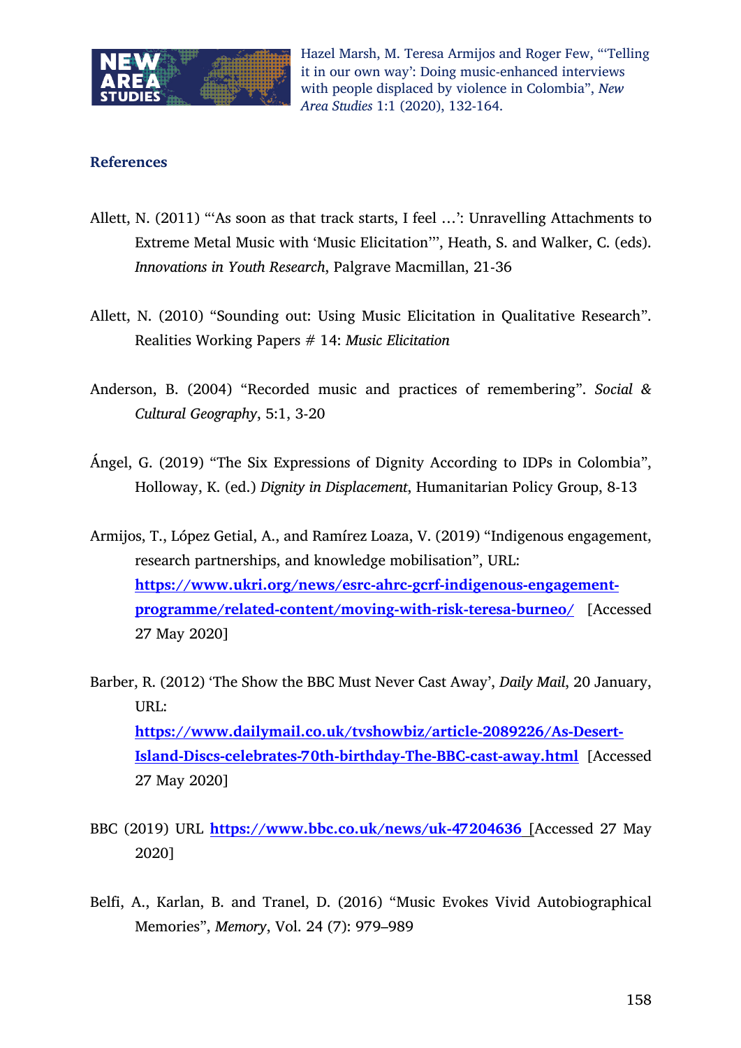## References

Allett, N. (2011) "'As soon as that track starts, I feel …': Unravelling Attachments to Extreme Metal Music with 'Music Elicitation'", Heath, S. and Walker, C. (eds). *Innovations in Youth Research*, Palgrave Macmillan, 21-36

Allett, N. (2010) "Sounding out: Using Music Elicitation in Qualitative Research". Realities Working Papers # 14: *Music Elicitation*

Anderson, B. (2004) "Recorded music and practices of remembering". *Social & Cultural Geography*, 5:1, 3-20

Ángel, G. (2019) "The Six Expressions of Dignity According to IDPs in Colombia", Holloway, K. (ed.) *Dignity in Displacement*, Humanitarian Policy Group, 8-13

Armijos, T., López Getial, A., and Ramírez Loaza, V. (2019) "Indigenous engagement, research partnerships, and knowledge mobilisation", URL: **https://www.ukri.org/news/esrc-ahrc-gcrf-indigenous-engagement-programme/related-content/moving-with-risk-teresa-burneo/** [Accessed 27 May 2020]

Barber, R. (2012) 'The Show the BBC Must Never Cast Away', *Daily Mail*, 20 January, URL: **https://www.dailymail.co.uk/tvshowbiz/article-2089226/As-Desert-Island-Discs-celebrates-70th-birthday-The-BBC-cast-away.html** [Accessed 27 May 2020]

BBC (2019) URL **https://www.bbc.co.uk/news/uk-47204636** [Accessed 27 May 2020]

Belfi, A., Karlan, B. and Tranel, D. (2016) "Music Evokes Vivid Autobiographical Memories", *Memory*, Vol. 24 (7): 979–989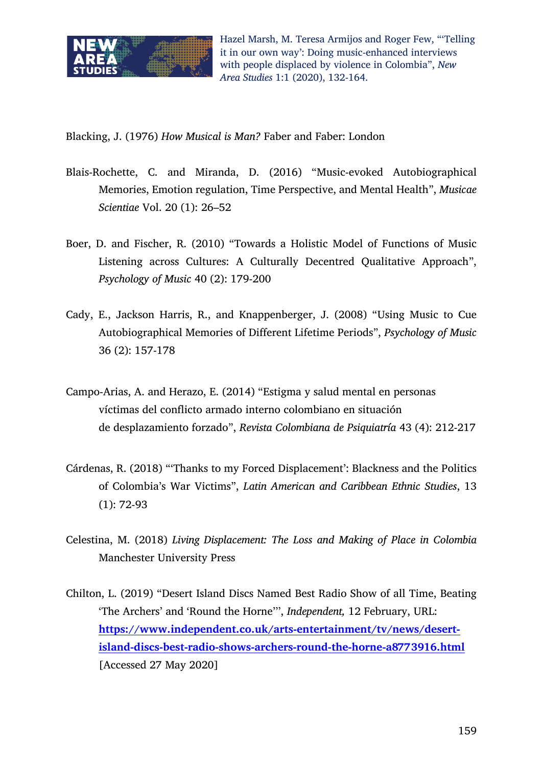Blacking, J. (1976) *How Musical is Man?* Faber and Faber: London

Blais-Rochette, C. and Miranda, D. (2016) "Music-evoked Autobiographical Memories, Emotion regulation, Time Perspective, and Mental Health", *Musicae Scientiae* Vol. 20 (1): 26–52

Boer, D. and Fischer, R. (2010) "Towards a Holistic Model of Functions of Music Listening across Cultures: A Culturally Decentred Qualitative Approach", *Psychology of Music* 40 (2): 179-200

Cady, E., Jackson Harris, R., and Knappenberger, J. (2008) "Using Music to Cue Autobiographical Memories of Different Lifetime Periods", *Psychology of Music* 36 (2): 157-178

Campo-Arias, A. and Herazo, E. (2014) "Estigma y salud mental en personas víctimas del conflicto armado interno colombiano en situación de desplazamiento forzado", *Revista Colombiana de Psiquiatría* 43 (4): 212-217

Cárdenas, R. (2018) "'Thanks to my Forced Displacement': Blackness and the Politics of Colombia's War Victims", *Latin American and Caribbean Ethnic Studies*, 13 (1): 72-93

Celestina, M. (2018) *Living Displacement: The Loss and Making of Place in Colombia* Manchester University Press

Chilton, L. (2019) "Desert Island Discs Named Best Radio Show of all Time, Beating 'The Archers' and 'Round the Horne'", *Independent,* 12 February, URL: [https://www.independent.co.uk/arts-entertainment/tv/news/desert-island-discs-best-radio-shows-archers-round-the-horne-a8773916.html](https://www.independent.co.uk/arts-entertainment/tv/news/desert-island-discs-best-radio-shows-archers-round-the-horne-a8773916.html) [Accessed 27 May 2020]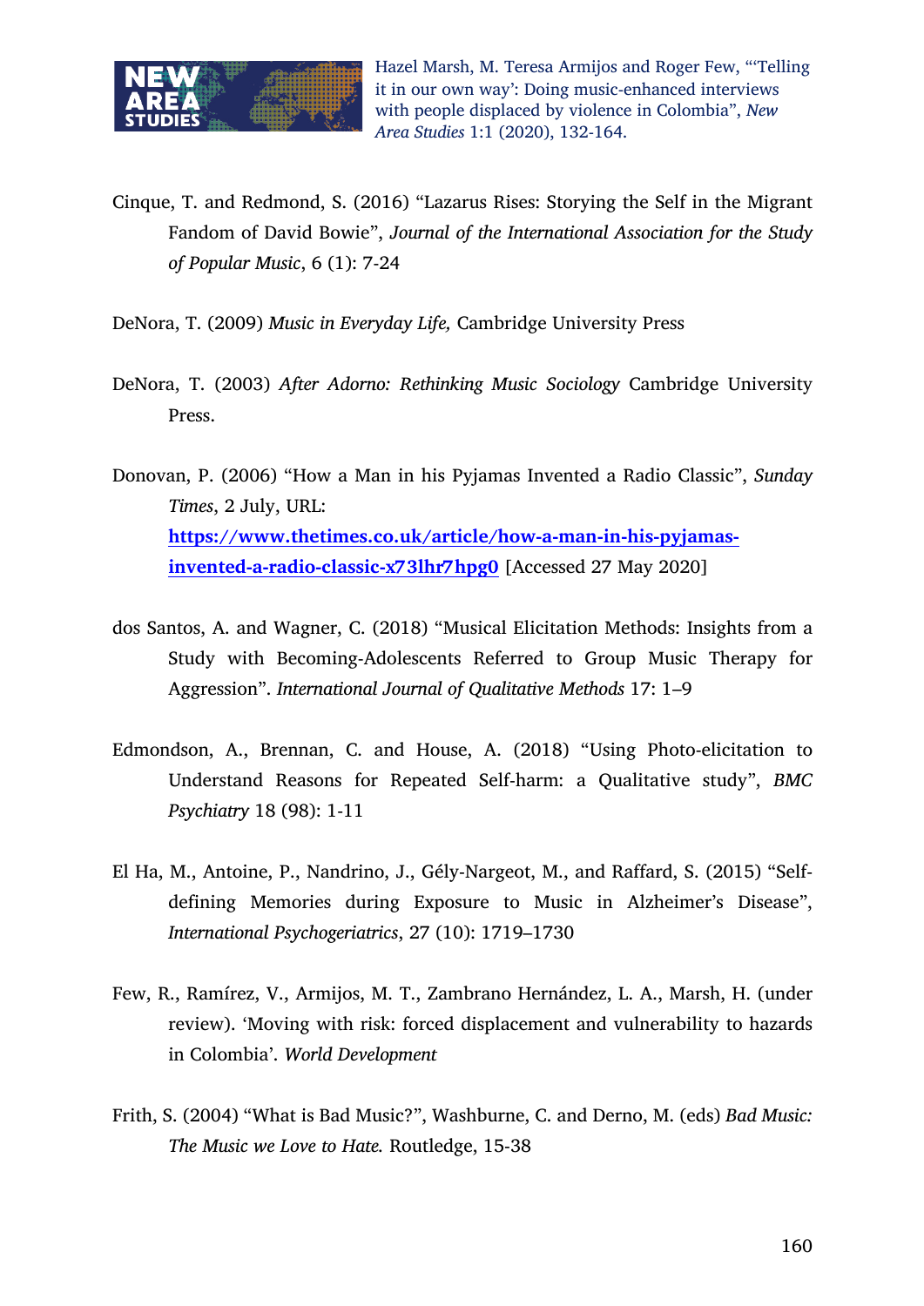Cinque, T. and Redmond, S. (2016) “Lazarus Rises: Storying the Self in the Migrant Fandom of David Bowie”, *Journal of the International Association for the Study of Popular Music*, 6 (1): 7-24

DeNora, T. (2009) *Music in Everyday Life,* Cambridge University Press

DeNora, T. (2003) *After Adorno: Rethinking Music Sociology* Cambridge University Press.

Donovan, P. (2006) “How a Man in his Pyjamas Invented a Radio Classic”, *Sunday Times*, 2 July, URL: **https://www.thetimes.co.uk/article/how-a-man-in-his-pyjamas-invented-a-radio-classic-x73lhr7hpg0** [Accessed 27 May 2020]

dos Santos, A. and Wagner, C. (2018) “Musical Elicitation Methods: Insights from a Study with Becoming-Adolescents Referred to Group Music Therapy for Aggression”. *International Journal of Qualitative Methods* 17: 1–9

Edmondson, A., Brennan, C. and House, A. (2018) “Using Photo-elicitation to Understand Reasons for Repeated Self-harm: a Qualitative study”, *BMC Psychiatry* 18 (98): 1-11

El Ha, M., Antoine, P., Nandrino, J., Gély-Nargeot, M., and Raffard, S. (2015) “Self-defining Memories during Exposure to Music in Alzheimer’s Disease”, *International Psychogeriatrics*, 27 (10): 1719–1730

Few, R., Ramírez, V., Armijos, M. T., Zambrano Hernández, L. A., Marsh, H. (under review). ‘Moving with risk: forced displacement and vulnerability to hazards in Colombia’. *World Development*

Frith, S. (2004) “What is Bad Music?”, Washburne, C. and Derno, M. (eds) *Bad Music: The Music we Love to Hate.* Routledge, 15-38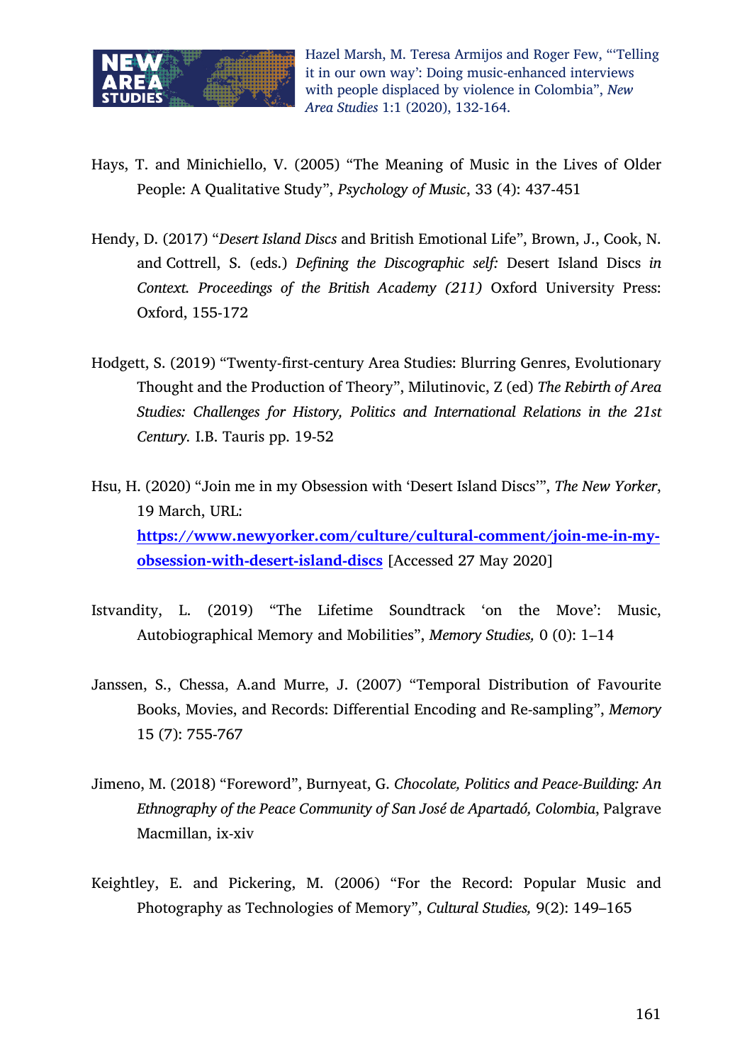Hays, T. and Minichiello, V. (2005) “The Meaning of Music in the Lives of Older People: A Qualitative Study”, *Psychology of Music*, 33 (4): 437-451

Hendy, D. (2017) “*Desert Island Discs* and British Emotional Life”, Brown, J., Cook, N. and Cottrell, S. (eds.) *Defining the Discographic self:* Desert Island Discs *in Context. Proceedings of the British Academy (211)* Oxford University Press: Oxford, 155-172

Hodgett, S. (2019) “Twenty-first-century Area Studies: Blurring Genres, Evolutionary Thought and the Production of Theory”, Milutinovic, Z (ed) *The Rebirth of Area Studies: Challenges for History, Politics and International Relations in the 21st Century.* I.B. Tauris pp. 19-52

Hsu, H. (2020) “Join me in my Obsession with ‘Desert Island Discs’”, *The New Yorker*, 19 March, URL: **https://www.newyorker.com/culture/cultural-comment/join-me-in-my-obsession-with-desert-island-discs** [Accessed 27 May 2020]

Istvandity, L. (2019) “The Lifetime Soundtrack ‘on the Move’: Music, Autobiographical Memory and Mobilities”, *Memory Studies,* 0 (0): 1–14

Janssen, S., Chessa, A.and Murre, J. (2007) “Temporal Distribution of Favourite Books, Movies, and Records: Differential Encoding and Re-sampling”, *Memory* 15 (7): 755-767

Jimeno, M. (2018) “Foreword”, Burnyeat, G. *Chocolate, Politics and Peace-Building: An Ethnography of the Peace Community of San José de Apartadó, Colombia*, Palgrave Macmillan, ix-xiv

Keightley, E. and Pickering, M. (2006) “For the Record: Popular Music and Photography as Technologies of Memory”, *Cultural Studies,* 9(2): 149–165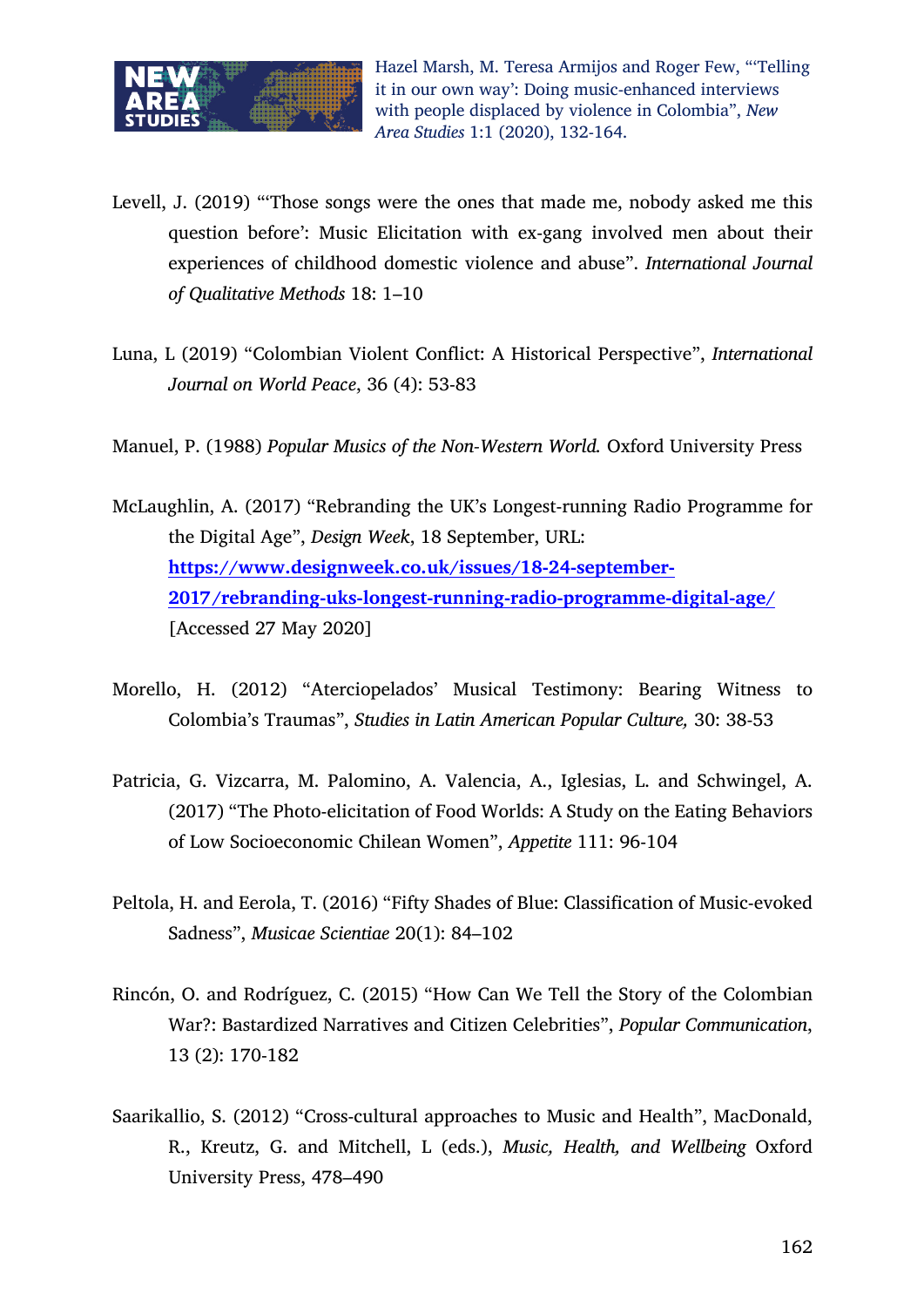Levell, J. (2019) "'Those songs were the ones that made me, nobody asked me this question before': Music Elicitation with ex-gang involved men about their experiences of childhood domestic violence and abuse". *International Journal of Qualitative Methods* 18: 1–10

Luna, L (2019) "Colombian Violent Conflict: A Historical Perspective", *International Journal on World Peace*, 36 (4): 53-83

Manuel, P. (1988) *Popular Musics of the Non-Western World.* Oxford University Press

McLaughlin, A. (2017) "Rebranding the UK's Longest-running Radio Programme for the Digital Age", *Design Week*, 18 September, URL: **https://www.designweek.co.uk/issues/18-24-september-2017/rebranding-uks-longest-running-radio-programme-digital-age/** [Accessed 27 May 2020]

Morello, H. (2012) "Aterciopelados' Musical Testimony: Bearing Witness to Colombia's Traumas", *Studies in Latin American Popular Culture,* 30: 38-53

Patricia, G. Vizcarra, M. Palomino, A. Valencia, A., Iglesias, L. and Schwingel, A. (2017) "The Photo-elicitation of Food Worlds: A Study on the Eating Behaviors of Low Socioeconomic Chilean Women", *Appetite* 111: 96-104

Peltola, H. and Eerola, T. (2016) "Fifty Shades of Blue: Classification of Music-evoked Sadness", *Musicae Scientiae* 20(1): 84–102

Rincón, O. and Rodríguez, C. (2015) "How Can We Tell the Story of the Colombian War?: Bastardized Narratives and Citizen Celebrities", *Popular Communication*, 13 (2): 170-182

Saarikallio, S. (2012) "Cross-cultural approaches to Music and Health", MacDonald, R., Kreutz, G. and Mitchell, L (eds.), *Music, Health, and Wellbeing* Oxford University Press, 478–490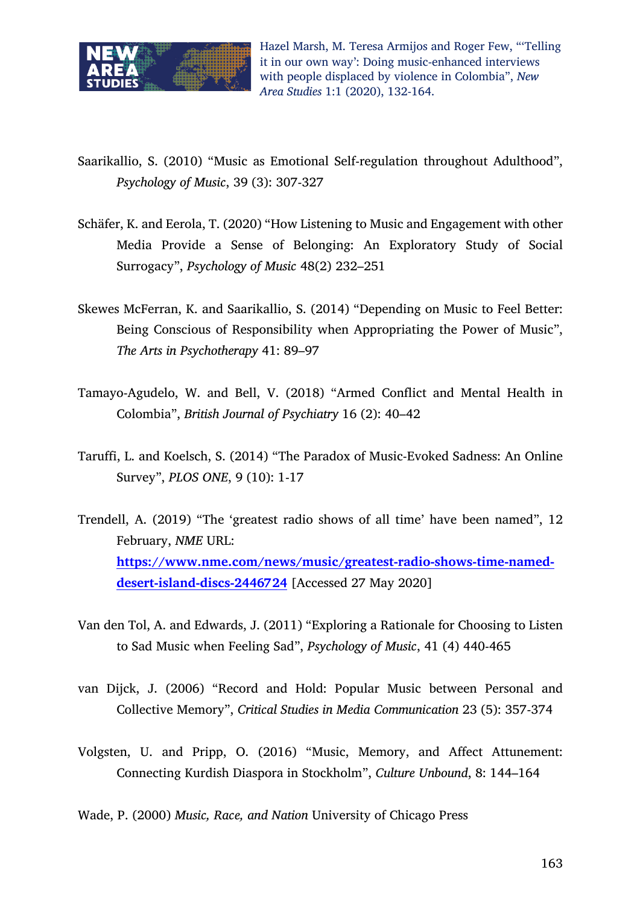Saarikallio, S. (2010) "Music as Emotional Self-regulation throughout Adulthood", *Psychology of Music*, 39 (3): 307-327

Schäfer, K. and Eerola, T. (2020) "How Listening to Music and Engagement with other Media Provide a Sense of Belonging: An Exploratory Study of Social Surrogacy", *Psychology of Music* 48(2) 232–251

Skewes McFerran, K. and Saarikallio, S. (2014) "Depending on Music to Feel Better: Being Conscious of Responsibility when Appropriating the Power of Music", *The Arts in Psychotherapy* 41: 89–97

Tamayo-Agudelo, W. and Bell, V. (2018) "Armed Conflict and Mental Health in Colombia", *British Journal of Psychiatry* 16 (2): 40–42

Taruffi, L. and Koelsch, S. (2014) "The Paradox of Music-Evoked Sadness: An Online Survey", *PLOS ONE*, 9 (10): 1-17

Trendell, A. (2019) "The 'greatest radio shows of all time' have been named", 12 February, *NME* URL: **https://www.nme.com/news/music/greatest-radio-shows-time-named-desert-island-discs-2446724** [Accessed 27 May 2020]

Van den Tol, A. and Edwards, J. (2011) "Exploring a Rationale for Choosing to Listen to Sad Music when Feeling Sad", *Psychology of Music*, 41 (4) 440-465

van Dijck, J. (2006) "Record and Hold: Popular Music between Personal and Collective Memory", *Critical Studies in Media Communication* 23 (5): 357-374

Volgsten, U. and Pripp, O. (2016) "Music, Memory, and Affect Attunement: Connecting Kurdish Diaspora in Stockholm", *Culture Unbound*, 8: 144–164

Wade, P. (2000) *Music, Race, and Nation* University of Chicago Press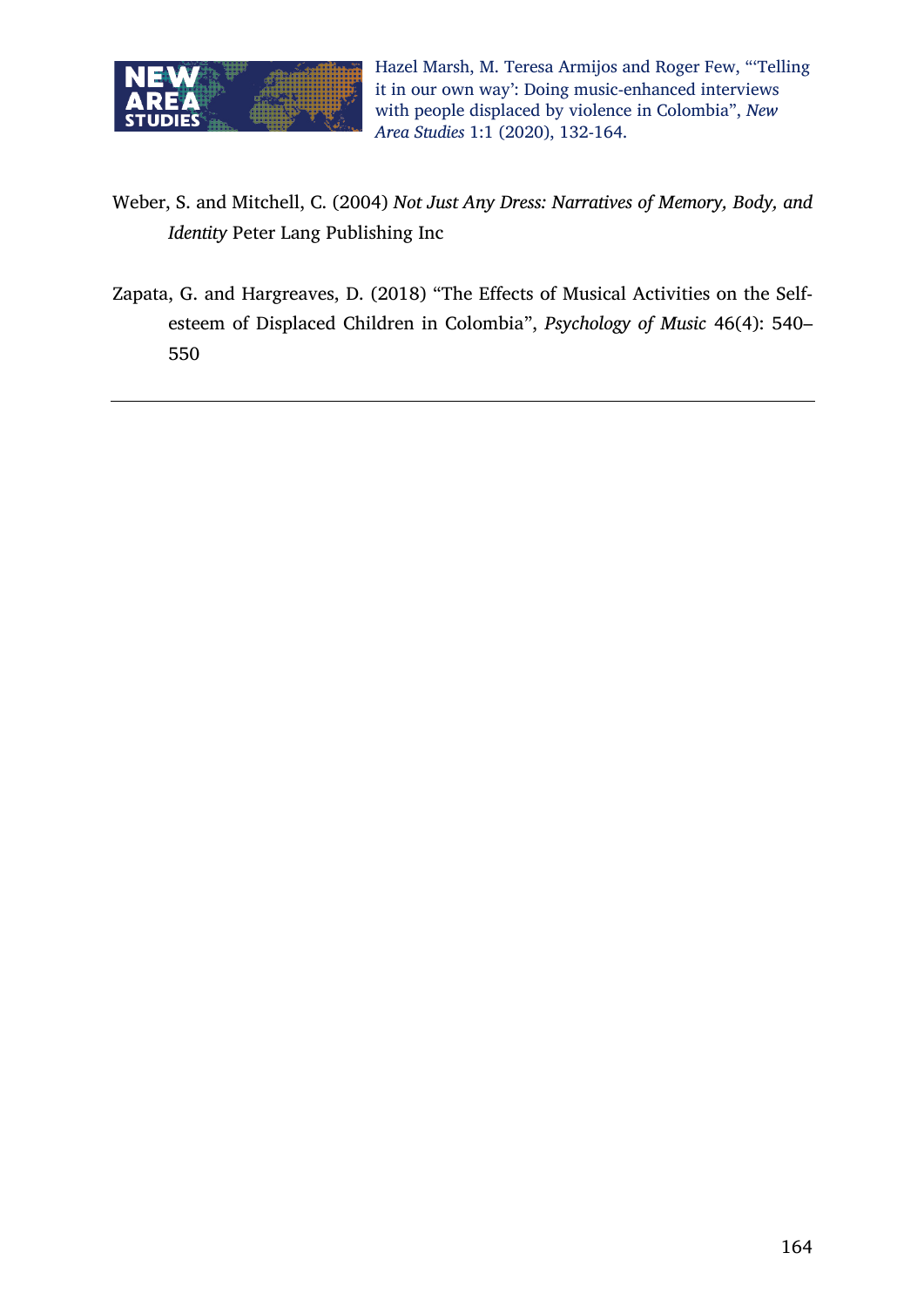Weber, S. and Mitchell, C. (2004) *Not Just Any Dress: Narratives of Memory, Body, and Identity* Peter Lang Publishing Inc

Zapata, G. and Hargreaves, D. (2018) "The Effects of Musical Activities on the Self-esteem of Displaced Children in Colombia", *Psychology of Music* 46(4): 540–550